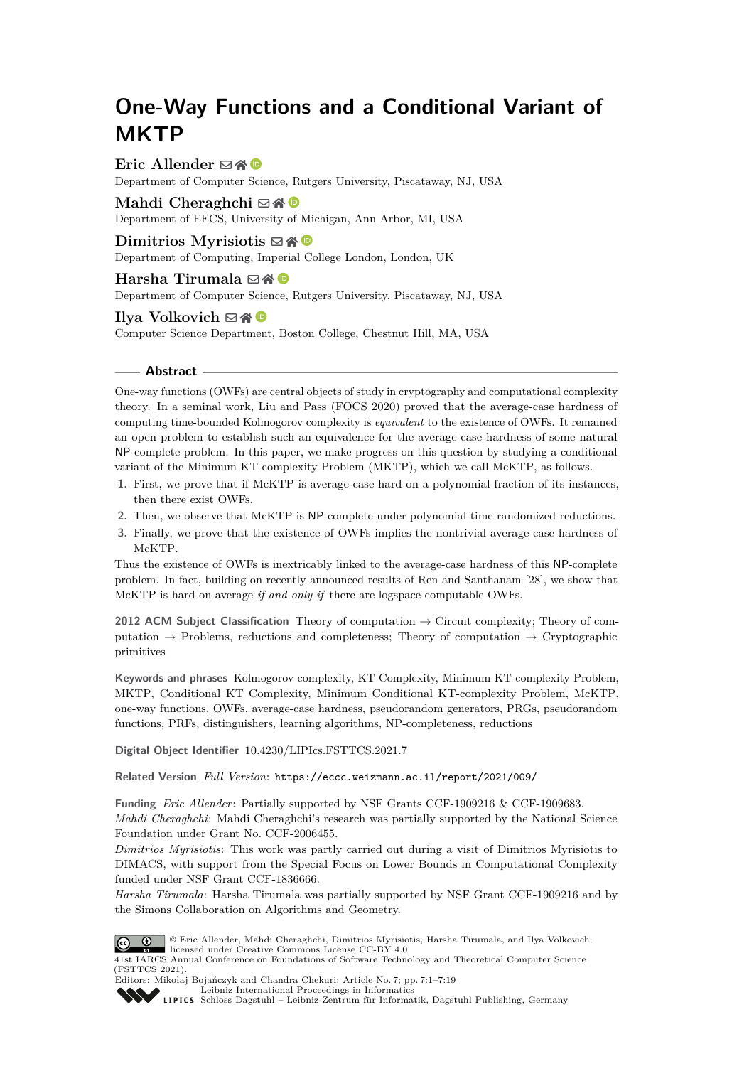# One-Way Functions and a Conditional Variant of MKTP

**Eric Allender**
Department of Computer Science, Rutgers University, Piscataway, NJ, USA

**Mahdi Cheraghchi**
Department of EECS, University of Michigan, Ann Arbor, MI, USA

**Dimitrios Myrisiotis**
Department of Computing, Imperial College London, London, UK

**Harsha Tirumala**
Department of Computer Science, Rutgers University, Piscataway, NJ, USA

**Ilya Volkovich**
Computer Science Department, Boston College, Chestnut Hill, MA, USA

## Abstract

One-way functions (OWFs) are central objects of study in cryptography and computational complexity theory. In a seminal work, Liu and Pass (FOCS 2020) proved that the average-case hardness of computing time-bounded Kolmogorov complexity is *equivalent* to the existence of OWFs. It remained an open problem to establish such an equivalence for the average-case hardness of some natural NP-complete problem. In this paper, we make progress on this question by studying a conditional variant of the Minimum KT-complexity Problem (MKTP), which we call McKTP, as follows.

1. First, we prove that if McKTP is average-case hard on a polynomial fraction of its instances, then there exist OWFs.
2. Then, we observe that McKTP is NP-complete under polynomial-time randomized reductions.
3. Finally, we prove that the existence of OWFs implies the nontrivial average-case hardness of McKTP.

Thus the existence of OWFs is inextricably linked to the average-case hardness of this NP-complete problem. In fact, building on recently-announced results of Ren and Santhanam [28], we show that McKTP is hard-on-average *if and only if* there are logspace-computable OWFs.

**2012 ACM Subject Classification** Theory of computation → Circuit complexity; Theory of computation → Problems, reductions and completeness; Theory of computation → Cryptographic primitives

**Keywords and phrases** Kolmogorov complexity, KT Complexity, Minimum KT-complexity Problem, MKTP, Conditional KT Complexity, Minimum Conditional KT-complexity Problem, McKTP, one-way functions, OWFs, average-case hardness, pseudorandom generators, PRGs, pseudorandom functions, PRFs, distinguishers, learning algorithms, NP-completeness, reductions

**Digital Object Identifier** 10.4230/LIPIcs.FSTTCS.2021.7

**Related Version** *Full Version*: https://eccc.weizmann.ac.il/report/2021/009/

**Funding** *Eric Allender*: Partially supported by NSF Grants CCF-1909216 & CCF-1909683.
*Mahdi Cheraghchi*: Mahdi Cheraghchi's research was partially supported by the National Science Foundation under Grant No. CCF-2006455.
*Dimitrios Myrisiotis*: This work was partly carried out during a visit of Dimitrios Myrisiotis to DIMACS, with support from the Special Focus on Lower Bounds in Computational Complexity funded under NSF Grant CCF-1836666.
*Harsha Tirumala*: Harsha Tirumala was partially supported by NSF Grant CCF-1909216 and by the Simons Collaboration on Algorithms and Geometry.

© Eric Allender, Mahdi Cheraghchi, Dimitrios Myrisiotis, Harsha Tirumala, and Ilya Volkovich; licensed under Creative Commons License CC-BY 4.0
41st IARCS Annual Conference on Foundations of Software Technology and Theoretical Computer Science (FSTTCS 2021).
Editors: Mikołaj Bojańczyk and Chandra Chekuri; Article No. 7; pp. 7:1–7:19
Leibniz International Proceedings in Informatics
Schloss Dagstuhl – Leibniz-Zentrum für Informatik, Dagstuhl Publishing, Germany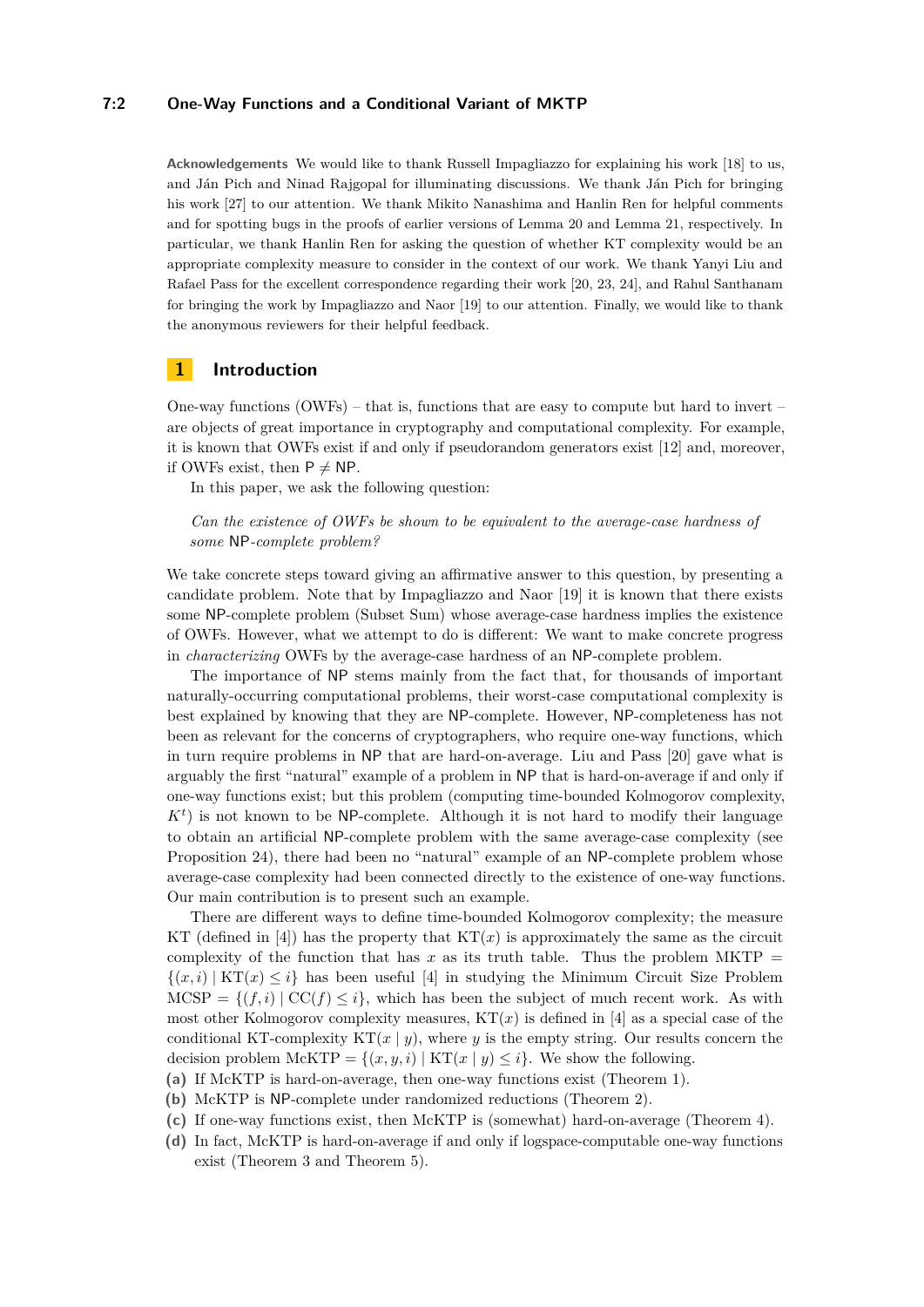**Acknowledgements** We would like to thank Russell Impagliazzo for explaining his work [18] to us, and Ján Pich and Ninad Rajgopal for illuminating discussions. We thank Ján Pich for bringing his work [27] to our attention. We thank Mikito Nanashima and Hanlin Ren for helpful comments and for spotting bugs in the proofs of earlier versions of Lemma 20 and Lemma 21, respectively. In particular, we thank Hanlin Ren for asking the question of whether KT complexity would be an appropriate complexity measure to consider in the context of our work. We thank Yanyi Liu and Rafael Pass for the excellent correspondence regarding their work [20, 23, 24], and Rahul Santhanam for bringing the work by Impagliazzo and Naor [19] to our attention. Finally, we would like to thank the anonymous reviewers for their helpful feedback.

## 1 Introduction

One-way functions (OWFs) – that is, functions that are easy to compute but hard to invert – are objects of great importance in cryptography and computational complexity. For example, it is known that OWFs exist if and only if pseudorandom generators exist [12] and, moreover, if OWFs exist, then $\mathsf{P} \neq \mathsf{NP}$.

In this paper, we ask the following question:

*Can the existence of OWFs be shown to be equivalent to the average-case hardness of some* $\mathsf{NP}$*-complete problem?*

We take concrete steps toward giving an affirmative answer to this question, by presenting a candidate problem. Note that by Impagliazzo and Naor [19] it is known that there exists some $\mathsf{NP}$-complete problem (Subset Sum) whose average-case hardness implies the existence of OWFs. However, what we attempt to do is different: We want to make concrete progress in *characterizing* OWFs by the average-case hardness of an $\mathsf{NP}$-complete problem.

The importance of $\mathsf{NP}$ stems mainly from the fact that, for thousands of important naturally-occurring computational problems, their worst-case computational complexity is best explained by knowing that they are $\mathsf{NP}$-complete. However, $\mathsf{NP}$-completeness has not been as relevant for the concerns of cryptographers, who require one-way functions, which in turn require problems in $\mathsf{NP}$ that are hard-on-average. Liu and Pass [20] gave what is arguably the first "natural" example of a problem in $\mathsf{NP}$ that is hard-on-average if and only if one-way functions exist; but this problem (computing time-bounded Kolmogorov complexity, $K^t$) is not known to be $\mathsf{NP}$-complete. Although it is not hard to modify their language to obtain an artificial $\mathsf{NP}$-complete problem with the same average-case complexity (see Proposition 24), there had been no "natural" example of an $\mathsf{NP}$-complete problem whose average-case complexity had been connected directly to the existence of one-way functions. Our main contribution is to present such an example.

There are different ways to define time-bounded Kolmogorov complexity; the measure KT (defined in [4]) has the property that $\mathrm{KT}(x)$ is approximately the same as the circuit complexity of the function that has $x$ as its truth table. Thus the problem $\mathrm{MKTP} = \{(x, i) \mid \mathrm{KT}(x) \leq i\}$ has been useful [4] in studying the Minimum Circuit Size Problem $\mathrm{MCSP} = \{(f, i) \mid \mathrm{CC}(f) \leq i\}$, which has been the subject of much recent work. As with most other Kolmogorov complexity measures, $\mathrm{KT}(x)$ is defined in [4] as a special case of the conditional KT-complexity $\mathrm{KT}(x \mid y)$, where $y$ is the empty string. Our results concern the decision problem $\mathrm{McKTP} = \{(x, y, i) \mid \mathrm{KT}(x \mid y) \leq i\}$. We show the following.

**(a)** If McKTP is hard-on-average, then one-way functions exist (Theorem 1).
**(b)** McKTP is $\mathsf{NP}$-complete under randomized reductions (Theorem 2).
**(c)** If one-way functions exist, then McKTP is (somewhat) hard-on-average (Theorem 4).
**(d)** In fact, McKTP is hard-on-average if and only if logspace-computable one-way functions exist (Theorem 3 and Theorem 5).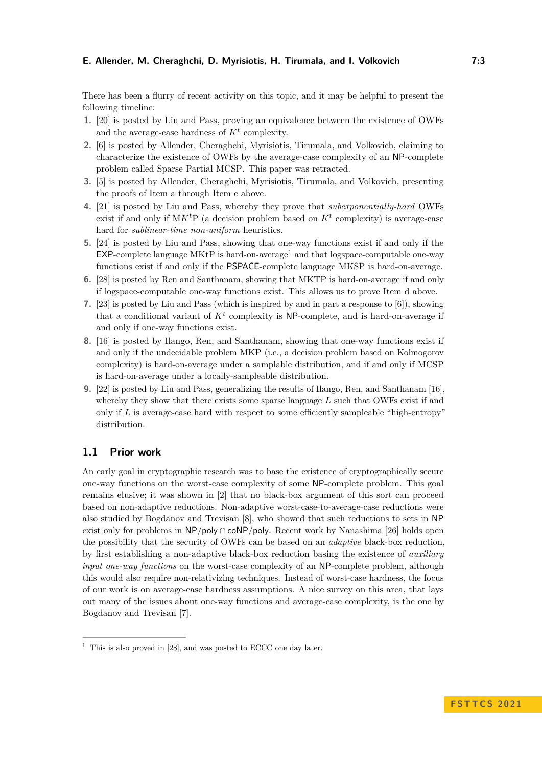There has been a flurry of recent activity on this topic, and it may be helpful to present the following timeline:

1. [20] is posted by Liu and Pass, proving an equivalence between the existence of OWFs and the average-case hardness of $K^t$ complexity.
2. [6] is posted by Allender, Cheraghchi, Myrisiotis, Tirumala, and Volkovich, claiming to characterize the existence of OWFs by the average-case complexity of an NP-complete problem called Sparse Partial MCSP. This paper was retracted.
3. [5] is posted by Allender, Cheraghchi, Myrisiotis, Tirumala, and Volkovich, presenting the proofs of Item a through Item c above.
4. [21] is posted by Liu and Pass, whereby they prove that *subexponentially-hard* OWFs exist if and only if $\mathrm{MK}^t\mathrm{P}$ (a decision problem based on $K^t$ complexity) is average-case hard for *sublinear-time non-uniform* heuristics.
5. [24] is posted by Liu and Pass, showing that one-way functions exist if and only if the EXP-complete language MKtP is hard-on-average[1] and that logspace-computable one-way functions exist if and only if the PSPACE-complete language MKSP is hard-on-average.
6. [28] is posted by Ren and Santhanam, showing that MKTP is hard-on-average if and only if logspace-computable one-way functions exist. This allows us to prove Item d above.
7. [23] is posted by Liu and Pass (which is inspired by and in part a response to [6]), showing that a conditional variant of $K^t$ complexity is NP-complete, and is hard-on-average if and only if one-way functions exist.
8. [16] is posted by Ilango, Ren, and Santhanam, showing that one-way functions exist if and only if the undecidable problem MKP (i.e., a decision problem based on Kolmogorov complexity) is hard-on-average under a samplable distribution, and if and only if MCSP is hard-on-average under a locally-sampleable distribution.
9. [22] is posted by Liu and Pass, generalizing the results of Ilango, Ren, and Santhanam [16], whereby they show that there exists some sparse language $L$ such that OWFs exist if and only if $L$ is average-case hard with respect to some efficiently sampleable "high-entropy" distribution.

## 1.1 Prior work

An early goal in cryptographic research was to base the existence of cryptographically secure one-way functions on the worst-case complexity of some NP-complete problem. This goal remains elusive; it was shown in [2] that no black-box argument of this sort can proceed based on non-adaptive reductions. Non-adaptive worst-case-to-average-case reductions were also studied by Bogdanov and Trevisan [8], who showed that such reductions to sets in NP exist only for problems in $\mathsf{NP}/\mathsf{poly} \cap \mathsf{coNP}/\mathsf{poly}$. Recent work by Nanashima [26] holds open the possibility that the security of OWFs can be based on an *adaptive* black-box reduction, by first establishing a non-adaptive black-box reduction basing the existence of *auxiliary input one-way functions* on the worst-case complexity of an NP-complete problem, although this would also require non-relativizing techniques. Instead of worst-case hardness, the focus of our work is on average-case hardness assumptions. A nice survey on this area, that lays out many of the issues about one-way functions and average-case complexity, is the one by Bogdanov and Trevisan [7].

[1] This is also proved in [28], and was posted to ECCC one day later.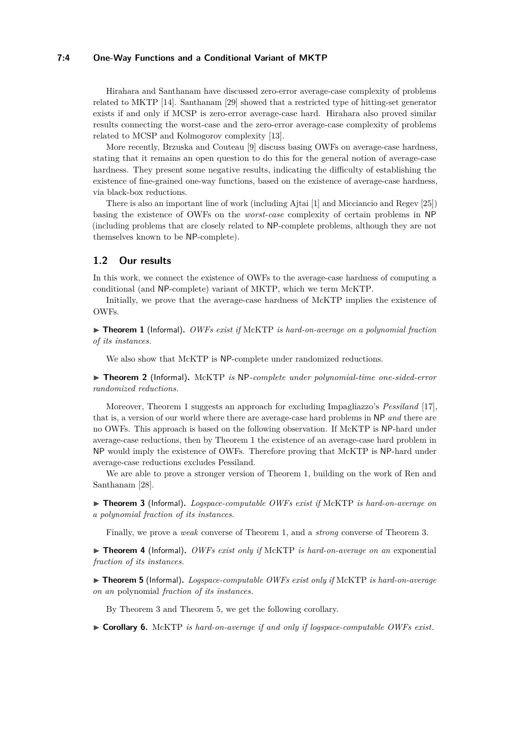Hirahara and Santhanam have discussed zero-error average-case complexity of problems related to MKTP [14]. Santhanam [29] showed that a restricted type of hitting-set generator exists if and only if MCSP is zero-error average-case hard. Hirahara also proved similar results connecting the worst-case and the zero-error average-case complexity of problems related to MCSP and Kolmogorov complexity [13].

More recently, Brzuska and Couteau [9] discuss basing OWFs on average-case hardness, stating that it remains an open question to do this for the general notion of average-case hardness. They present some negative results, indicating the difficulty of establishing the existence of fine-grained one-way functions, based on the existence of average-case hardness, via black-box reductions.

There is also an important line of work (including Ajtai [1] and Micciancio and Regev [25]) basing the existence of OWFs on the *worst-case* complexity of certain problems in NP (including problems that are closely related to NP-complete problems, although they are not themselves known to be NP-complete).

## 1.2 Our results

In this work, we connect the existence of OWFs to the average-case hardness of computing a conditional (and NP-complete) variant of MKTP, which we term McKTP.

Initially, we prove that the average-case hardness of McKTP implies the existence of OWFs.

▶ **Theorem 1** (Informal). *OWFs exist if* McKTP *is hard-on-average on a polynomial fraction of its instances.*

We also show that McKTP is NP-complete under randomized reductions.

▶ **Theorem 2** (Informal). McKTP *is* NP*-complete under polynomial-time one-sided-error randomized reductions.*

Moreover, Theorem 1 suggests an approach for excluding Impagliazzo's *Pessiland* [17], that is, a version of our world where there are average-case hard problems in NP *and* there are no OWFs. This approach is based on the following observation. If McKTP is NP-hard under average-case reductions, then by Theorem 1 the existence of an average-case hard problem in NP would imply the existence of OWFs. Therefore proving that McKTP is NP-hard under average-case reductions excludes Pessiland.

We are able to prove a stronger version of Theorem 1, building on the work of Ren and Santhanam [28].

▶ **Theorem 3** (Informal). *Logspace-computable OWFs exist if* McKTP *is hard-on-average on a polynomial fraction of its instances.*

Finally, we prove a *weak* converse of Theorem 1, and a *strong* converse of Theorem 3.

▶ **Theorem 4** (Informal). *OWFs exist only if* McKTP *is hard-on-average on an* exponential *fraction of its instances.*

▶ **Theorem 5** (Informal). *Logspace-computable OWFs exist only if* McKTP *is hard-on-average on an* polynomial *fraction of its instances.*

By Theorem 3 and Theorem 5, we get the following corollary.

▶ **Corollary 6.** McKTP *is hard-on-average if and only if logspace-computable OWFs exist.*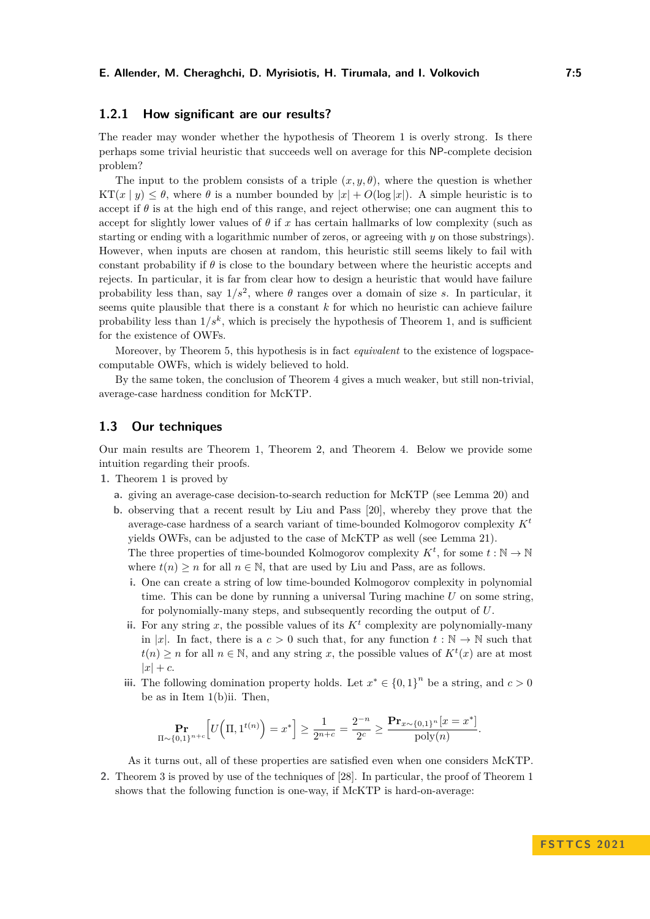### 1.2.1 How significant are our results?

The reader may wonder whether the hypothesis of Theorem 1 is overly strong. Is there perhaps some trivial heuristic that succeeds well on average for this NP-complete decision problem?

The input to the problem consists of a triple $(x, y, \theta)$, where the question is whether $\mathrm{KT}(x \mid y) \leq \theta$, where $\theta$ is a number bounded by $|x| + O(\log |x|)$. A simple heuristic is to accept if $\theta$ is at the high end of this range, and reject otherwise; one can augment this to accept for slightly lower values of $\theta$ if $x$ has certain hallmarks of low complexity (such as starting or ending with a logarithmic number of zeros, or agreeing with $y$ on those substrings). However, when inputs are chosen at random, this heuristic still seems likely to fail with constant probability if $\theta$ is close to the boundary between where the heuristic accepts and rejects. In particular, it is far from clear how to design a heuristic that would have failure probability less than, say $1/s^2$, where $\theta$ ranges over a domain of size $s$. In particular, it seems quite plausible that there is a constant $k$ for which no heuristic can achieve failure probability less than $1/s^k$, which is precisely the hypothesis of Theorem 1, and is sufficient for the existence of OWFs.

Moreover, by Theorem 5, this hypothesis is in fact *equivalent* to the existence of logspace-computable OWFs, which is widely believed to hold.

By the same token, the conclusion of Theorem 4 gives a much weaker, but still non-trivial, average-case hardness condition for McKTP.

## 1.3 Our techniques

Our main results are Theorem 1, Theorem 2, and Theorem 4. Below we provide some intuition regarding their proofs.

1. Theorem 1 is proved by
   a. giving an average-case decision-to-search reduction for McKTP (see Lemma 20) and
   b. observing that a recent result by Liu and Pass [20], whereby they prove that the average-case hardness of a search variant of time-bounded Kolmogorov complexity $K^t$ yields OWFs, can be adjusted to the case of McKTP as well (see Lemma 21).
   
      The three properties of time-bounded Kolmogorov complexity $K^t$, for some $t : \mathbb{N} \to \mathbb{N}$ where $t(n) \geq n$ for all $n \in \mathbb{N}$, that are used by Liu and Pass, are as follows.
      
      i. One can create a string of low time-bounded Kolmogorov complexity in polynomial time. This can be done by running a universal Turing machine $U$ on some string, for polynomially-many steps, and subsequently recording the output of $U$.
      ii. For any string $x$, the possible values of its $K^t$ complexity are polynomially-many in $|x|$. In fact, there is a $c > 0$ such that, for any function $t : \mathbb{N} \to \mathbb{N}$ such that $t(n) \geq n$ for all $n \in \mathbb{N}$, and any string $x$, the possible values of $K^t(x)$ are at most $|x| + c$.
      iii. The following domination property holds. Let $x^* \in \{0,1\}^n$ be a string, and $c > 0$ be as in Item 1(b)ii. Then,
      
      $$\Pr_{\Pi \sim \{0,1\}^{n+c}}\left[U\left(\Pi, 1^{t(n)}\right) = x^*\right] \geq \frac{1}{2^{n+c}} = \frac{2^{-n}}{2^c} \geq \frac{\mathbf{Pr}_{x \sim \{0,1\}^n}[x = x^*]}{\mathrm{poly}(n)}.$$
      
      As it turns out, all of these properties are satisfied even when one considers McKTP.
2. Theorem 3 is proved by use of the techniques of [28]. In particular, the proof of Theorem 1 shows that the following function is one-way, if McKTP is hard-on-average: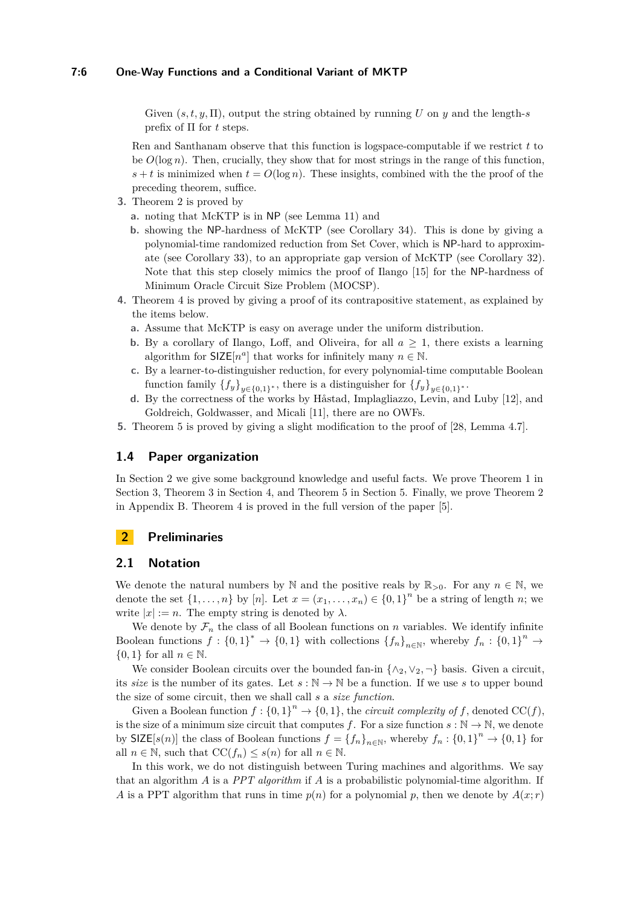Given $(s, t, y, \Pi)$, output the string obtained by running $U$ on $y$ and the length-$s$ prefix of $\Pi$ for $t$ steps.

Ren and Santhanam observe that this function is logspace-computable if we restrict $t$ to be $O(\log n)$. Then, crucially, they show that for most strings in the range of this function, $s + t$ is minimized when $t = O(\log n)$. These insights, combined with the the proof of the preceding theorem, suffice.

3. Theorem 2 is proved by
   a. noting that McKTP is in NP (see Lemma 11) and
   b. showing the NP-hardness of McKTP (see Corollary 34). This is done by giving a polynomial-time randomized reduction from Set Cover, which is NP-hard to approximate (see Corollary 33), to an appropriate gap version of McKTP (see Corollary 32). Note that this step closely mimics the proof of Ilango [15] for the NP-hardness of Minimum Oracle Circuit Size Problem (MOCSP).
4. Theorem 4 is proved by giving a proof of its contrapositive statement, as explained by the items below.
   a. Assume that McKTP is easy on average under the uniform distribution.
   b. By a corollary of Ilango, Loff, and Oliveira, for all $a \geq 1$, there exists a learning algorithm for $\mathsf{SIZE}[n^a]$ that works for infinitely many $n \in \mathbb{N}$.
   c. By a learner-to-distinguisher reduction, for every polynomial-time computable Boolean function family $\{f_y\}_{y \in \{0,1\}^*}$, there is a distinguisher for $\{f_y\}_{y \in \{0,1\}^*}$.
   d. By the correctness of the works by Håstad, Implagliazzo, Levin, and Luby [12], and Goldreich, Goldwasser, and Micali [11], there are no OWFs.
5. Theorem 5 is proved by giving a slight modification to the proof of [28, Lemma 4.7].

### 1.4 Paper organization

In Section 2 we give some background knowledge and useful facts. We prove Theorem 1 in Section 3, Theorem 3 in Section 4, and Theorem 5 in Section 5. Finally, we prove Theorem 2 in Appendix B. Theorem 4 is proved in the full version of the paper [5].

## 2 Preliminaries

### 2.1 Notation

We denote the natural numbers by $\mathbb{N}$ and the positive reals by $\mathbb{R}_{>0}$. For any $n \in \mathbb{N}$, we denote the set $\{1, \ldots, n\}$ by $[n]$. Let $x = (x_1, \ldots, x_n) \in \{0,1\}^n$ be a string of length $n$; we write $|x| := n$. The empty string is denoted by $\lambda$.

We denote by $\mathcal{F}_n$ the class of all Boolean functions on $n$ variables. We identify infinite Boolean functions $f : \{0,1\}^* \to \{0,1\}$ with collections $\{f_n\}_{n \in \mathbb{N}}$, whereby $f_n : \{0,1\}^n \to \{0,1\}$ for all $n \in \mathbb{N}$.

We consider Boolean circuits over the bounded fan-in $\{\wedge_2, \vee_2, \neg\}$ basis. Given a circuit, its *size* is the number of its gates. Let $s : \mathbb{N} \to \mathbb{N}$ be a function. If we use $s$ to upper bound the size of some circuit, then we shall call $s$ a *size function*.

Given a Boolean function $f : \{0,1\}^n \to \{0,1\}$, the *circuit complexity of* $f$, denoted $\mathrm{CC}(f)$, is the size of a minimum size circuit that computes $f$. For a size function $s : \mathbb{N} \to \mathbb{N}$, we denote by $\mathsf{SIZE}[s(n)]$ the class of Boolean functions $f = \{f_n\}_{n \in \mathbb{N}}$, whereby $f_n : \{0,1\}^n \to \{0,1\}$ for all $n \in \mathbb{N}$, such that $\mathrm{CC}(f_n) \leq s(n)$ for all $n \in \mathbb{N}$.

In this work, we do not distinguish between Turing machines and algorithms. We say that an algorithm $A$ is a *PPT algorithm* if $A$ is a probabilistic polynomial-time algorithm. If $A$ is a PPT algorithm that runs in time $p(n)$ for a polynomial $p$, then we denote by $A(x; r)$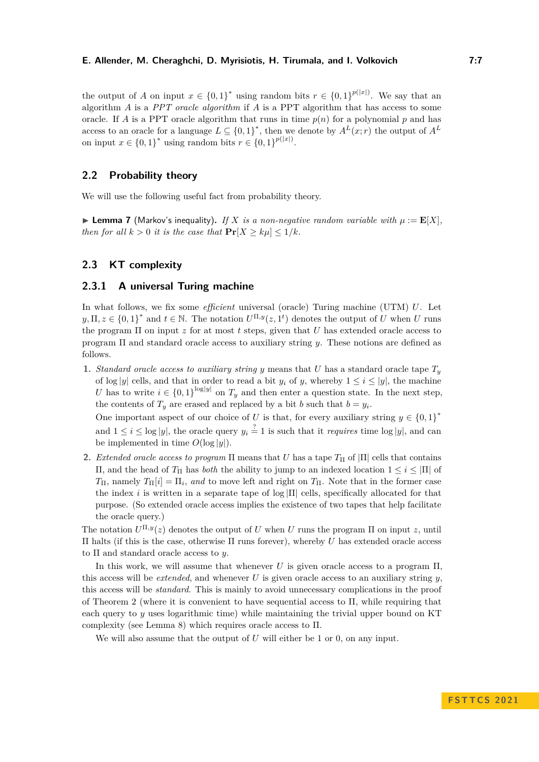the output of $A$ on input $x \in \{0,1\}^*$ using random bits $r \in \{0,1\}^{p(|x|)}$. We say that an algorithm $A$ is a *PPT oracle algorithm* if $A$ is a PPT algorithm that has access to some oracle. If $A$ is a PPT oracle algorithm that runs in time $p(n)$ for a polynomial $p$ and has access to an oracle for a language $L \subseteq \{0,1\}^*$, then we denote by $A^L(x; r)$ the output of $A^L$ on input $x \in \{0,1\}^*$ using random bits $r \in \{0,1\}^{p(|x|)}$.

## 2.2 Probability theory

We will use the following useful fact from probability theory.

▶ **Lemma 7** (Markov's inequality). *If $X$ is a non-negative random variable with $\mu := \mathbf{E}[X]$, then for all $k > 0$ it is the case that $\mathbf{Pr}[X \geq k\mu] \leq 1/k$.*

## 2.3 KT complexity

### 2.3.1 A universal Turing machine

In what follows, we fix some *efficient* universal (oracle) Turing machine (UTM) $U$. Let $y, \Pi, z \in \{0,1\}^*$ and $t \in \mathbb{N}$. The notation $U^{\Pi,y}(z, 1^t)$ denotes the output of $U$ when $U$ runs the program $\Pi$ on input $z$ for at most $t$ steps, given that $U$ has extended oracle access to program $\Pi$ and standard oracle access to auxiliary string $y$. These notions are defined as follows.

1. *Standard oracle access to auxiliary string* $y$ means that $U$ has a standard oracle tape $T_y$ of $\log|y|$ cells, and that in order to read a bit $y_i$ of $y$, whereby $1 \leq i \leq |y|$, the machine $U$ has to write $i \in \{0,1\}^{\log|y|}$ on $T_y$ and then enter a question state. In the next step, the contents of $T_y$ are erased and replaced by a bit $b$ such that $b = y_i$.

   One important aspect of our choice of $U$ is that, for every auxiliary string $y \in \{0,1\}^*$ and $1 \leq i \leq \log|y|$, the oracle query $y_i \stackrel{?}{=} 1$ is such that it *requires* time $\log|y|$, and can be implemented in time $O(\log|y|)$.

2. *Extended oracle access to program* $\Pi$ means that $U$ has a tape $T_\Pi$ of $|\Pi|$ cells that contains $\Pi$, and the head of $T_\Pi$ has *both* the ability to jump to an indexed location $1 \leq i \leq |\Pi|$ of $T_\Pi$, namely $T_\Pi[i] = \Pi_i$, *and* to move left and right on $T_\Pi$. Note that in the former case the index $i$ is written in a separate tape of $\log|\Pi|$ cells, specifically allocated for that purpose. (So extended oracle access implies the existence of two tapes that help facilitate the oracle query.)

The notation $U^{\Pi,y}(z)$ denotes the output of $U$ when $U$ runs the program $\Pi$ on input $z$, until $\Pi$ halts (if this is the case, otherwise $\Pi$ runs forever), whereby $U$ has extended oracle access to $\Pi$ and standard oracle access to $y$.

In this work, we will assume that whenever $U$ is given oracle access to a program $\Pi$, this access will be *extended*, and whenever $U$ is given oracle access to an auxiliary string $y$, this access will be *standard*. This is mainly to avoid unnecessary complications in the proof of Theorem 2 (where it is convenient to have sequential access to $\Pi$, while requiring that each query to $y$ uses logarithmic time) while maintaining the trivial upper bound on KT complexity (see Lemma 8) which requires oracle access to $\Pi$.

We will also assume that the output of $U$ will either be 1 or 0, on any input.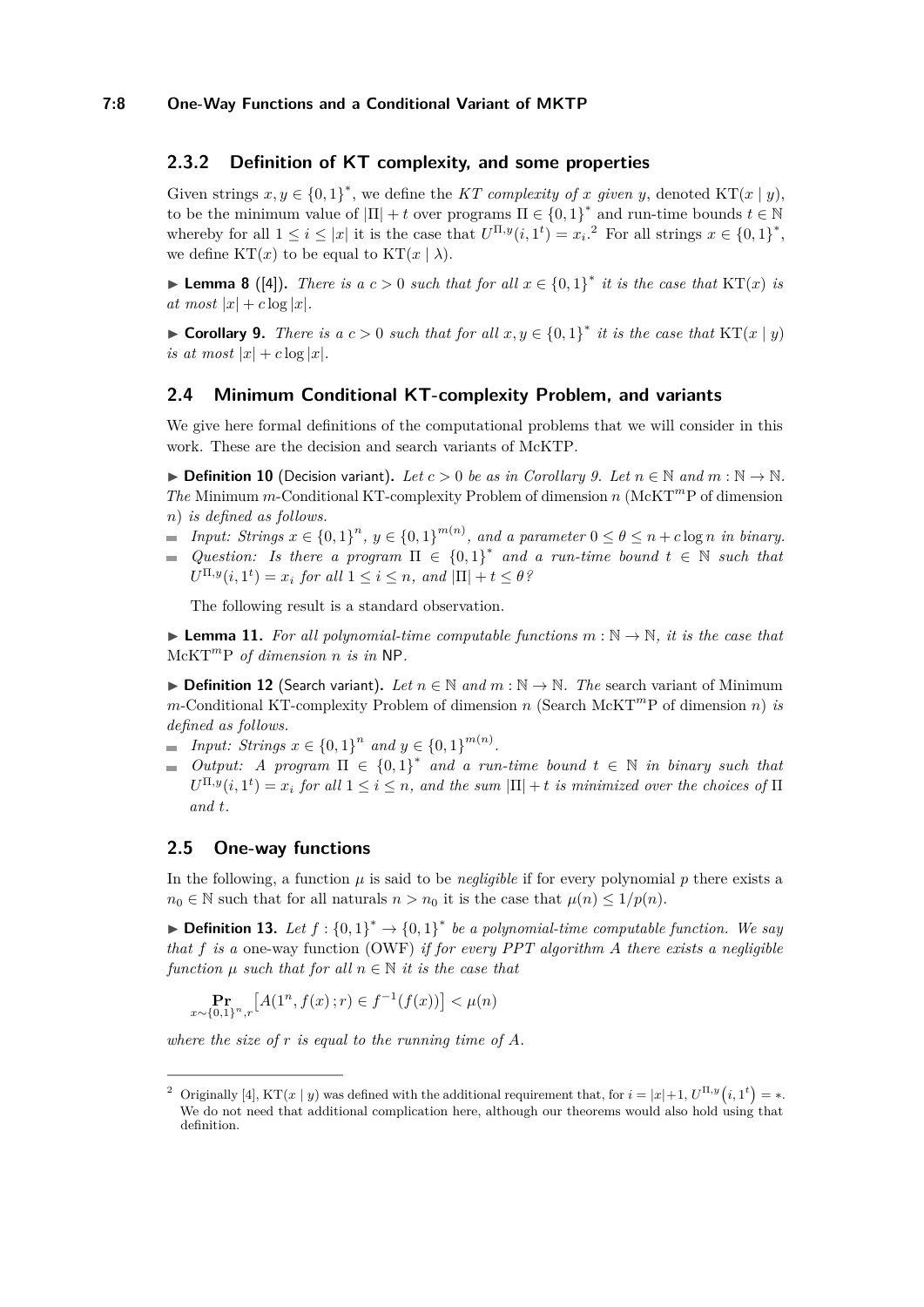### 2.3.2 Definition of KT complexity, and some properties

Given strings $x, y \in \{0,1\}^*$, we define the *KT complexity of $x$ given $y$*, denoted $\mathrm{KT}(x \mid y)$, to be the minimum value of $|\Pi| + t$ over programs $\Pi \in \{0,1\}^*$ and run-time bounds $t \in \mathbb{N}$ whereby for all $1 \leq i \leq |x|$ it is the case that $U^{\Pi,y}(i, 1^t) = x_i$.[2] For all strings $x \in \{0,1\}^*$, we define $\mathrm{KT}(x)$ to be equal to $\mathrm{KT}(x \mid \lambda)$.

▶ **Lemma 8** ([4]). *There is a $c > 0$ such that for all $x \in \{0,1\}^*$ it is the case that $\mathrm{KT}(x)$ is at most $|x| + c \log |x|$.*

▶ **Corollary 9.** *There is a $c > 0$ such that for all $x, y \in \{0,1\}^*$ it is the case that $\mathrm{KT}(x \mid y)$ is at most $|x| + c \log |x|$.*

## 2.4 Minimum Conditional KT-complexity Problem, and variants

We give here formal definitions of the computational problems that we will consider in this work. These are the decision and search variants of McKTP.

▶ **Definition 10** (Decision variant). *Let $c > 0$ be as in Corollary 9. Let $n \in \mathbb{N}$ and $m : \mathbb{N} \to \mathbb{N}$. The* Minimum $m$-Conditional KT-complexity Problem of dimension $n$ ($\mathrm{McKT}^m\mathrm{P}$ of dimension $n$) *is defined as follows.*

- *Input: Strings $x \in \{0,1\}^n$, $y \in \{0,1\}^{m(n)}$, and a parameter $0 \leq \theta \leq n + c \log n$ in binary.*
- *Question: Is there a program $\Pi \in \{0,1\}^*$ and a run-time bound $t \in \mathbb{N}$ such that $U^{\Pi,y}(i, 1^t) = x_i$ for all $1 \leq i \leq n$, and $|\Pi| + t \leq \theta$?*

The following result is a standard observation.

▶ **Lemma 11.** *For all polynomial-time computable functions $m : \mathbb{N} \to \mathbb{N}$, it is the case that $\mathrm{McKT}^m\mathrm{P}$ of dimension $n$ is in* NP.

▶ **Definition 12** (Search variant). *Let $n \in \mathbb{N}$ and $m : \mathbb{N} \to \mathbb{N}$. The* search variant of Minimum $m$-Conditional KT-complexity Problem of dimension $n$ (Search $\mathrm{McKT}^m\mathrm{P}$ of dimension $n$) *is defined as follows.*

- *Input: Strings $x \in \{0,1\}^n$ and $y \in \{0,1\}^{m(n)}$.*
- *Output: A program $\Pi \in \{0,1\}^*$ and a run-time bound $t \in \mathbb{N}$ in binary such that $U^{\Pi,y}(i, 1^t) = x_i$ for all $1 \leq i \leq n$, and the sum $|\Pi| + t$ is minimized over the choices of $\Pi$ and $t$.*

## 2.5 One-way functions

In the following, a function $\mu$ is said to be *negligible* if for every polynomial $p$ there exists a $n_0 \in \mathbb{N}$ such that for all naturals $n > n_0$ it is the case that $\mu(n) \leq 1/p(n)$.

▶ **Definition 13.** *Let $f : \{0,1\}^* \to \{0,1\}^*$ be a polynomial-time computable function. We say that $f$ is a* one-way function (OWF) *if for every PPT algorithm $A$ there exists a negligible function $\mu$ such that for all $n \in \mathbb{N}$ it is the case that*

$$\Pr_{x \sim \{0,1\}^n, r}\left[A(1^n, f(x)\,; r) \in f^{-1}(f(x))\right] < \mu(n)$$

*where the size of $r$ is equal to the running time of $A$.*

---

[2] Originally [4], $\mathrm{KT}(x \mid y)$ was defined with the additional requirement that, for $i = |x|+1$, $U^{\Pi,y}\left(i, 1^t\right) = *$. We do not need that additional complication here, although our theorems would also hold using that definition.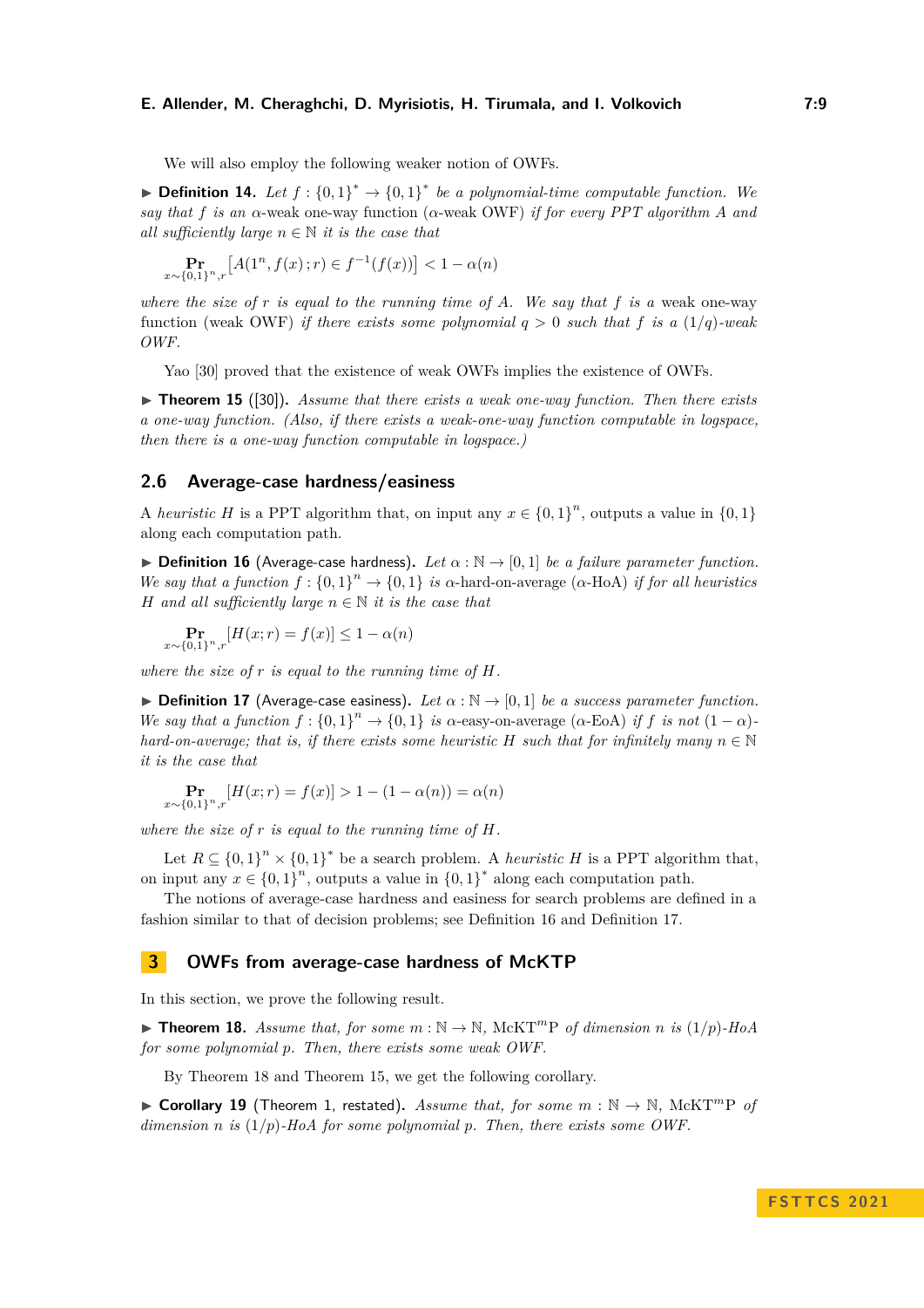We will also employ the following weaker notion of OWFs.

▶ **Definition 14.** *Let $f : \{0,1\}^* \to \{0,1\}^*$ be a polynomial-time computable function. We say that $f$ is an* $\alpha$-weak one-way function ($\alpha$-weak OWF) *if for every PPT algorithm $A$ and all sufficiently large $n \in \mathbb{N}$ it is the case that*

$$\Pr_{x \sim \{0,1\}^n, r}\left[A(1^n, f(x); r) \in f^{-1}(f(x))\right] < 1 - \alpha(n)$$

*where the size of $r$ is equal to the running time of $A$. We say that $f$ is a* weak one-way function (weak OWF) *if there exists some polynomial $q > 0$ such that $f$ is a $(1/q)$-weak OWF.*

Yao [30] proved that the existence of weak OWFs implies the existence of OWFs.

▶ **Theorem 15** ([30]). *Assume that there exists a weak one-way function. Then there exists a one-way function. (Also, if there exists a weak-one-way function computable in logspace, then there is a one-way function computable in logspace.)*

## 2.6 Average-case hardness/easiness

A *heuristic* $H$ is a PPT algorithm that, on input any $x \in \{0,1\}^n$, outputs a value in $\{0,1\}$ along each computation path.

▶ **Definition 16** (Average-case hardness). *Let $\alpha : \mathbb{N} \to [0,1]$ be a failure parameter function. We say that a function $f : \{0,1\}^n \to \{0,1\}$ is* $\alpha$-hard-on-average ($\alpha$-HoA) *if for all heuristics $H$ and all sufficiently large $n \in \mathbb{N}$ it is the case that*

$$\Pr_{x \sim \{0,1\}^n, r}[H(x; r) = f(x)] \leq 1 - \alpha(n)$$

*where the size of $r$ is equal to the running time of $H$.*

▶ **Definition 17** (Average-case easiness). *Let $\alpha : \mathbb{N} \to [0,1]$ be a success parameter function. We say that a function $f : \{0,1\}^n \to \{0,1\}$ is* $\alpha$-easy-on-average ($\alpha$-EoA) *if $f$ is not $(1-\alpha)$-hard-on-average; that is, if there exists some heuristic $H$ such that for infinitely many $n \in \mathbb{N}$ it is the case that*

$$\Pr_{x \sim \{0,1\}^n, r}[H(x; r) = f(x)] > 1 - (1 - \alpha(n)) = \alpha(n)$$

*where the size of $r$ is equal to the running time of $H$.*

Let $R \subseteq \{0,1\}^n \times \{0,1\}^*$ be a search problem. A *heuristic* $H$ is a PPT algorithm that, on input any $x \in \{0,1\}^n$, outputs a value in $\{0,1\}^*$ along each computation path.

The notions of average-case hardness and easiness for search problems are defined in a fashion similar to that of decision problems; see Definition 16 and Definition 17.

# 3 OWFs from average-case hardness of McKTP

In this section, we prove the following result.

▶ **Theorem 18.** *Assume that, for some $m : \mathbb{N} \to \mathbb{N}$, McKT$^m$P of dimension $n$ is $(1/p)$-HoA for some polynomial $p$. Then, there exists some weak OWF.*

By Theorem 18 and Theorem 15, we get the following corollary.

▶ **Corollary 19** (Theorem 1, restated). *Assume that, for some $m : \mathbb{N} \to \mathbb{N}$, McKT$^m$P of dimension $n$ is $(1/p)$-HoA for some polynomial $p$. Then, there exists some OWF.*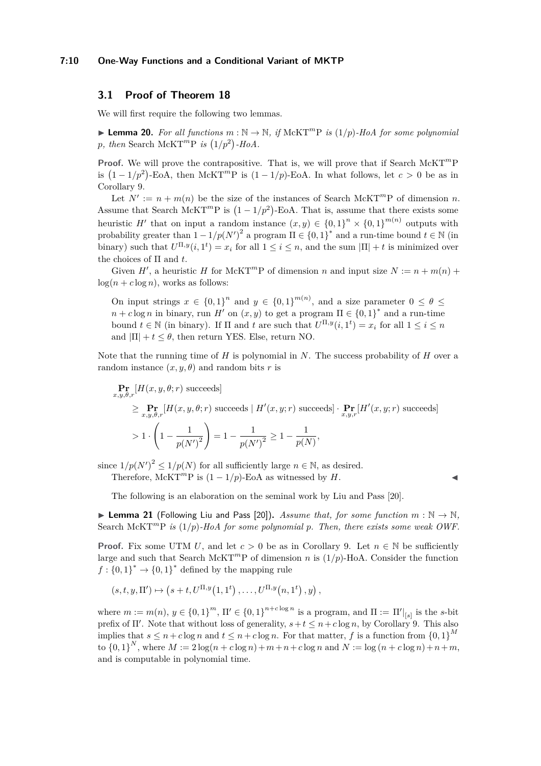## 3.1 Proof of Theorem 18

We will first require the following two lemmas.

▶ **Lemma 20.** *For all functions $m : \mathbb{N} \to \mathbb{N}$, if* $\mathrm{McKT}^m\mathrm{P}$ *is* $(1/p)$*-HoA for some polynomial* $p$*, then* Search $\mathrm{McKT}^m\mathrm{P}$ *is* $\left(1/p^2\right)$*-HoA.*

**Proof.** We will prove the contrapositive. That is, we will prove that if Search $\mathrm{McKT}^m\mathrm{P}$ is $\left(1 - 1/p^2\right)$-EoA, then $\mathrm{McKT}^m\mathrm{P}$ is $(1 - 1/p)$-EoA. In what follows, let $c > 0$ be as in Corollary 9.

Let $N' := n + m(n)$ be the size of the instances of Search $\mathrm{McKT}^m\mathrm{P}$ of dimension $n$. Assume that Search $\mathrm{McKT}^m\mathrm{P}$ is $\left(1 - 1/p^2\right)$-EoA. That is, assume that there exists some heuristic $H'$ that on input a random instance $(x, y) \in \{0,1\}^n \times \{0,1\}^{m(n)}$ outputs with probability greater than $1 - 1/p(N')^2$ a program $\Pi \in \{0,1\}^*$ and a run-time bound $t \in \mathbb{N}$ (in binary) such that $U^{\Pi,y}(i, 1^t) = x_i$ for all $1 \le i \le n$, and the sum $|\Pi| + t$ is minimized over the choices of $\Pi$ and $t$.

Given $H'$, a heuristic $H$ for $\mathrm{McKT}^m\mathrm{P}$ of dimension $n$ and input size $N := n + m(n) + \log(n + c \log n)$, works as follows:

> On input strings $x \in \{0,1\}^n$ and $y \in \{0,1\}^{m(n)}$, and a size parameter $0 \le \theta \le n + c \log n$ in binary, run $H'$ on $(x, y)$ to get a program $\Pi \in \{0,1\}^*$ and a run-time bound $t \in \mathbb{N}$ (in binary). If $\Pi$ and $t$ are such that $U^{\Pi,y}(i, 1^t) = x_i$ for all $1 \le i \le n$ and $|\Pi| + t \le \theta$, then return YES. Else, return NO.

Note that the running time of $H$ is polynomial in $N$. The success probability of $H$ over a random instance $(x, y, \theta)$ and random bits $r$ is

$$
\begin{aligned}
&\Pr_{x,y,\theta,r}[H(x, y, \theta; r) \text{ succeeds}] \\
&\quad \ge \Pr_{x,y,\theta,r}[H(x, y, \theta; r) \text{ succeeds} \mid H'(x, y; r) \text{ succeeds}] \cdot \Pr_{x,y,r}[H'(x, y; r) \text{ succeeds}] \\
&\quad > 1 \cdot \left(1 - \frac{1}{p(N')^2}\right) = 1 - \frac{1}{p(N')^2} \ge 1 - \frac{1}{p(N)},
\end{aligned}
$$

since $1/p(N')^2 \le 1/p(N)$ for all sufficiently large $n \in \mathbb{N}$, as desired.

Therefore, $\mathrm{McKT}^m\mathrm{P}$ is $(1 - 1/p)$-EoA as witnessed by $H$. ◀

The following is an elaboration on the seminal work by Liu and Pass [20].

▶ **Lemma 21** (Following Liu and Pass [20])**.** *Assume that, for some function $m : \mathbb{N} \to \mathbb{N}$,* Search $\mathrm{McKT}^m\mathrm{P}$ *is* $(1/p)$*-HoA for some polynomial* $p$*. Then, there exists some weak OWF.*

**Proof.** Fix some UTM $U$, and let $c > 0$ be as in Corollary 9. Let $n \in \mathbb{N}$ be sufficiently large and such that Search $\mathrm{McKT}^m\mathrm{P}$ of dimension $n$ is $(1/p)$-HoA. Consider the function $f : \{0,1\}^* \to \{0,1\}^*$ defined by the mapping rule

$$
(s, t, y, \Pi') \mapsto \left(s + t, U^{\Pi,y}\!\left(1, 1^t\right), \ldots, U^{\Pi,y}\!\left(n, 1^t\right), y\right),
$$

where $m := m(n)$, $y \in \{0,1\}^m$, $\Pi' \in \{0,1\}^{n + c \log n}$ is a program, and $\Pi := \Pi'|_{[s]}$ is the $s$-bit prefix of $\Pi'$. Note that without loss of generality, $s + t \le n + c \log n$, by Corollary 9. This also implies that $s \le n + c \log n$ and $t \le n + c \log n$. For that matter, $f$ is a function from $\{0,1\}^M$ to $\{0,1\}^N$, where $M := 2 \log(n + c \log n) + m + n + c \log n$ and $N := \log(n + c \log n) + n + m$, and is computable in polynomial time.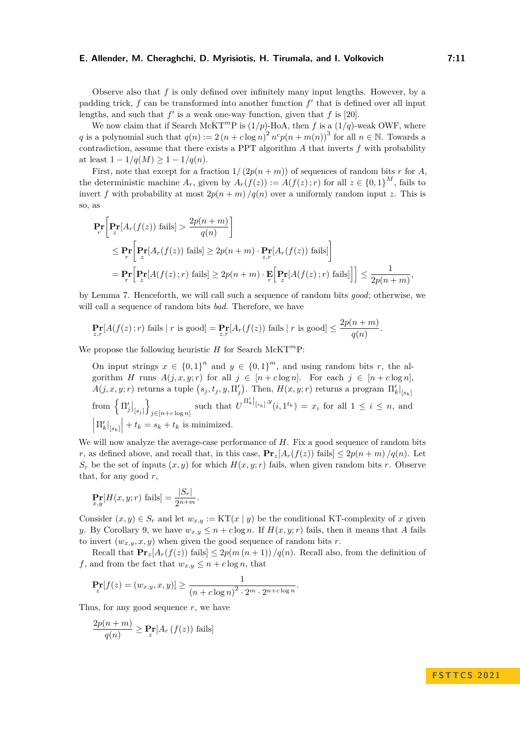Observe also that $f$ is only defined over infinitely many input lengths. However, by a padding trick, $f$ can be transformed into another function $f'$ that is defined over all input lengths, and such that $f'$ is a weak one-way function, given that $f$ is [20].

We now claim that if Search McKT$^m$P is $(1/p)$-HoA, then $f$ is a $(1/q)$-weak OWF, where $q$ is a polynomial such that $q(n) := 2\,(n + c\log n)^2\, n^c p(n + m(n))^3$ for all $n \in \mathbb{N}$. Towards a contradiction, assume that there exists a PPT algorithm $A$ that inverts $f$ with probability at least $1 - 1/q(M) \geq 1 - 1/q(n)$.

First, note that except for a fraction $1/\left(2p(n+m)\right)$ of sequences of random bits $r$ for $A$, the deterministic machine $A_r$, given by $A_r(f(z)) := A(f(z)\,;r)$ for all $z \in \{0,1\}^M$, fails to invert $f$ with probability at most $2p(n+m)\,/q(n)$ over a uniformly random input $z$. This is so, as

$$
\begin{aligned}
&\Pr_r\left[\Pr_z[A_r(f(z)) \text{ fails}] > \frac{2p(n+m)}{q(n)}\right] \\
&\quad \leq \Pr_r\left[\Pr_z[A_r(f(z)) \text{ fails}] \geq 2p(n+m)\cdot \Pr_{z,r}[A_r(f(z)) \text{ fails}]\right] \\
&\quad = \Pr_r\left[\Pr_z[A(f(z)\,;r) \text{ fails}] \geq 2p(n+m)\cdot \mathop{\mathbf{E}}_r\left[\Pr_z[A(f(z)\,;r) \text{ fails}]\right]\right] \leq \frac{1}{2p(n+m)},
\end{aligned}
$$

by Lemma 7. Henceforth, we will call such a sequence of random bits *good*; otherwise, we will call a sequence of random bits *bad*. Therefore, we have

$$
\Pr_{z,r}[A(f(z)\,;r) \text{ fails} \mid r \text{ is good}] = \Pr_{z,r}[A_r(f(z)) \text{ fails} \mid r \text{ is good}] \leq \frac{2p(n+m)}{q(n)}.
$$

We propose the following heuristic $H$ for Search McKT$^m$P:

> On input strings $x \in \{0,1\}^n$ and $y \in \{0,1\}^m$, and using random bits $r$, the algorithm $H$ runs $A(j, x, y; r)$ for all $j \in [n + c\log n]$. For each $j \in [n + c\log n]$, $A(j, x, y; r)$ returns a tuple $\left(s_j, t_j, y, \Pi'_j\right)$. Then, $H(x, y; r)$ returns a program $\Pi'_k|_{[s_k]}$ from $\left\{\Pi'_j|_{[s_j]}\right\}_{j\in[n+c\log n]}$ such that $U^{\Pi'_k|_{[s_k]}, y}(i, 1^{t_k}) = x_i$ for all $1 \leq i \leq n$, and $\left|\Pi'_k|_{[s_k]}\right| + t_k = s_k + t_k$ is minimized.

We will now analyze the average-case performance of $H$. Fix a good sequence of random bits $r$, as defined above, and recall that, in this case, $\Pr_z[A_r(f(z)) \text{ fails}] \leq 2p(n+m)\,/q(n)$. Let $S_r$ be the set of inputs $(x, y)$ for which $H(x, y; r)$ fails, when given random bits $r$. Observe that, for any good $r$,

$$
\Pr_{x,y}[H(x, y; r) \text{ fails}] = \frac{|S_r|}{2^{n+m}}.
$$

Consider $(x, y) \in S_r$ and let $w_{x,y} := \mathrm{KT}(x \mid y)$ be the conditional KT-complexity of $x$ given $y$. By Corollary 9, we have $w_{x,y} \leq n + c\log n$. If $H(x, y; r)$ fails, then it means that $A$ fails to invert $(w_{x,y}, x, y)$ when given the good sequence of random bits $r$.

Recall that $\Pr_z[A_r(f(z)) \text{ fails}] \leq 2p(m\,(n+1))\,/q(n)$. Recall also, from the definition of $f$, and from the fact that $w_{x,y} \leq n + c\log n$, that

$$
\Pr_z[f(z) = (w_{x,y}, x, y)] \geq \frac{1}{(n + c\log n)^2 \cdot 2^m \cdot 2^{n + c\log n}}.
$$

Thus, for any good sequence $r$, we have

$$
\frac{2p(n+m)}{q(n)} \geq \Pr_z[A_r\left(f(z)\right) \text{ fails}]
$$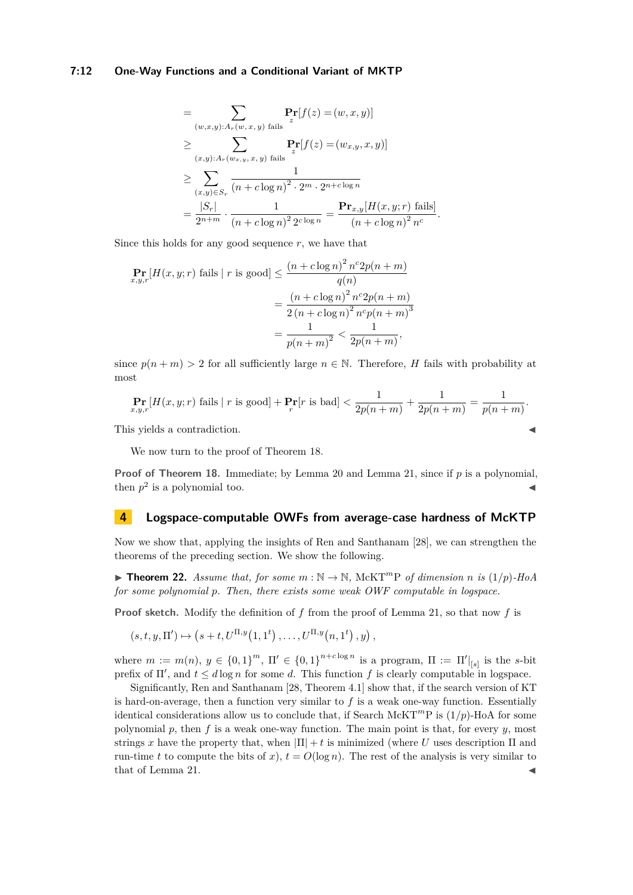$$
\begin{aligned}
&= \sum_{(w,x,y):A_r(w,x,y)\text{ fails}} \mathbf{Pr}_z[f(z) = (w,x,y)] \\
&\geq \sum_{(x,y):A_r(w_{x,y},x,y)\text{ fails}} \mathbf{Pr}_z[f(z) = (w_{x,y},x,y)] \\
&\geq \sum_{(x,y)\in S_r} \frac{1}{(n+c\log n)^2 \cdot 2^m \cdot 2^{n+c\log n}} \\
&= \frac{|S_r|}{2^{n+m}} \cdot \frac{1}{(n+c\log n)^2 2^{c\log n}} = \frac{\mathbf{Pr}_{x,y}[H(x,y;r)\text{ fails}]}{(n+c\log n)^2 n^c}.
\end{aligned}
$$

Since this holds for any good sequence $r$, we have that

$$
\begin{aligned}
\mathbf{Pr}_{x,y,r}[H(x,y;r)\text{ fails} \mid r \text{ is good}] &\leq \frac{(n+c\log n)^2 n^c 2p(n+m)}{q(n)} \\
&= \frac{(n+c\log n)^2 n^c 2p(n+m)}{2(n+c\log n)^2 n^c p(n+m)^3} \\
&= \frac{1}{p(n+m)^2} < \frac{1}{2p(n+m)},
\end{aligned}
$$

since $p(n+m) > 2$ for all sufficiently large $n \in \mathbb{N}$. Therefore, $H$ fails with probability at most

$$
\mathbf{Pr}_{x,y,r}[H(x,y;r)\text{ fails} \mid r \text{ is good}] + \mathbf{Pr}_r[r \text{ is bad}] < \frac{1}{2p(n+m)} + \frac{1}{2p(n+m)} = \frac{1}{p(n+m)}.
$$

This yields a contradiction. ◀

We now turn to the proof of Theorem 18.

**Proof of Theorem 18.** Immediate; by Lemma 20 and Lemma 21, since if $p$ is a polynomial, then $p^2$ is a polynomial too. ◀

## 4 Logspace-computable OWFs from average-case hardness of McKTP

Now we show that, applying the insights of Ren and Santhanam [28], we can strengthen the theorems of the preceding section. We show the following.

▶ **Theorem 22.** *Assume that, for some $m : \mathbb{N} \to \mathbb{N}$, $\mathrm{McKT}^m\mathrm{P}$ of dimension $n$ is $(1/p)$-HoA for some polynomial $p$. Then, there exists some weak OWF computable in logspace.*

**Proof sketch.** Modify the definition of $f$ from the proof of Lemma 21, so that now $f$ is

$$
(s,t,y,\Pi') \mapsto \left(s+t, U^{\Pi,y}(1,1^t), \ldots, U^{\Pi,y}(n,1^t), y\right),
$$

where $m := m(n)$, $y \in \{0,1\}^m$, $\Pi' \in \{0,1\}^{n+c\log n}$ is a program, $\Pi := \Pi'|_{[s]}$ is the $s$-bit prefix of $\Pi'$, and $t \leq d\log n$ for some $d$. This function $f$ is clearly computable in logspace.

Significantly, Ren and Santhanam [28, Theorem 4.1] show that, if the search version of KT is hard-on-average, then a function very similar to $f$ is a weak one-way function. Essentially identical considerations allow us to conclude that, if Search $\mathrm{McKT}^m\mathrm{P}$ is $(1/p)$-HoA for some polynomial $p$, then $f$ is a weak one-way function. The main point is that, for every $y$, most strings $x$ have the property that, when $|\Pi| + t$ is minimized (where $U$ uses description $\Pi$ and run-time $t$ to compute the bits of $x$), $t = O(\log n)$. The rest of the analysis is very similar to that of Lemma 21. ◀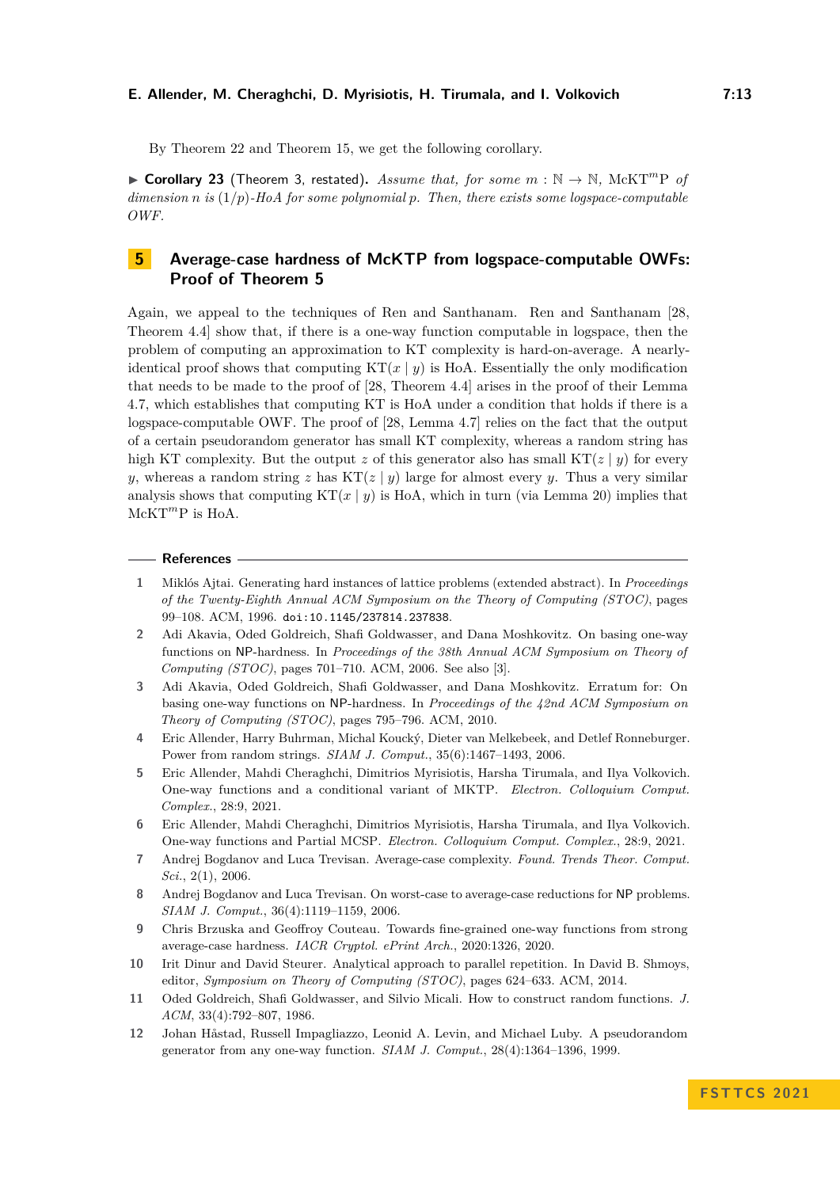By Theorem 22 and Theorem 15, we get the following corollary.

▶ **Corollary 23** (Theorem 3, restated). *Assume that, for some $m : \mathbb{N} \to \mathbb{N}$, $\mathrm{McKT}^m\mathrm{P}$ of dimension $n$ is $(1/p)$-HoA for some polynomial $p$. Then, there exists some logspace-computable OWF.*

## 5 Average-case hardness of McKTP from logspace-computable OWFs: Proof of Theorem 5

Again, we appeal to the techniques of Ren and Santhanam. Ren and Santhanam [28, Theorem 4.4] show that, if there is a one-way function computable in logspace, then the problem of computing an approximation to KT complexity is hard-on-average. A nearly-identical proof shows that computing $\mathrm{KT}(x \mid y)$ is HoA. Essentially the only modification that needs to be made to the proof of [28, Theorem 4.4] arises in the proof of their Lemma 4.7, which establishes that computing KT is HoA under a condition that holds if there is a logspace-computable OWF. The proof of [28, Lemma 4.7] relies on the fact that the output of a certain pseudorandom generator has small KT complexity, whereas a random string has high KT complexity. But the output $z$ of this generator also has small $\mathrm{KT}(z \mid y)$ for every $y$, whereas a random string $z$ has $\mathrm{KT}(z \mid y)$ large for almost every $y$. Thus a very similar analysis shows that computing $\mathrm{KT}(x \mid y)$ is HoA, which in turn (via Lemma 20) implies that $\mathrm{McKT}^m\mathrm{P}$ is HoA.

## References

1. Miklós Ajtai. Generating hard instances of lattice problems (extended abstract). In *Proceedings of the Twenty-Eighth Annual ACM Symposium on the Theory of Computing (STOC)*, pages 99–108. ACM, 1996. doi:10.1145/237814.237838.
2. Adi Akavia, Oded Goldreich, Shafi Goldwasser, and Dana Moshkovitz. On basing one-way functions on NP-hardness. In *Proceedings of the 38th Annual ACM Symposium on Theory of Computing (STOC)*, pages 701–710. ACM, 2006. See also [3].
3. Adi Akavia, Oded Goldreich, Shafi Goldwasser, and Dana Moshkovitz. Erratum for: On basing one-way functions on NP-hardness. In *Proceedings of the 42nd ACM Symposium on Theory of Computing (STOC)*, pages 795–796. ACM, 2010.
4. Eric Allender, Harry Buhrman, Michal Koucký, Dieter van Melkebeek, and Detlef Ronneburger. Power from random strings. *SIAM J. Comput.*, 35(6):1467–1493, 2006.
5. Eric Allender, Mahdi Cheraghchi, Dimitrios Myrisiotis, Harsha Tirumala, and Ilya Volkovich. One-way functions and a conditional variant of MKTP. *Electron. Colloquium Comput. Complex.*, 28:9, 2021.
6. Eric Allender, Mahdi Cheraghchi, Dimitrios Myrisiotis, Harsha Tirumala, and Ilya Volkovich. One-way functions and Partial MCSP. *Electron. Colloquium Comput. Complex.*, 28:9, 2021.
7. Andrej Bogdanov and Luca Trevisan. Average-case complexity. *Found. Trends Theor. Comput. Sci.*, 2(1), 2006.
8. Andrej Bogdanov and Luca Trevisan. On worst-case to average-case reductions for NP problems. *SIAM J. Comput.*, 36(4):1119–1159, 2006.
9. Chris Brzuska and Geoffroy Couteau. Towards fine-grained one-way functions from strong average-case hardness. *IACR Cryptol. ePrint Arch.*, 2020:1326, 2020.
10. Irit Dinur and David Steurer. Analytical approach to parallel repetition. In David B. Shmoys, editor, *Symposium on Theory of Computing (STOC)*, pages 624–633. ACM, 2014.
11. Oded Goldreich, Shafi Goldwasser, and Silvio Micali. How to construct random functions. *J. ACM*, 33(4):792–807, 1986.
12. Johan Håstad, Russell Impagliazzo, Leonid A. Levin, and Michael Luby. A pseudorandom generator from any one-way function. *SIAM J. Comput.*, 28(4):1364–1396, 1999.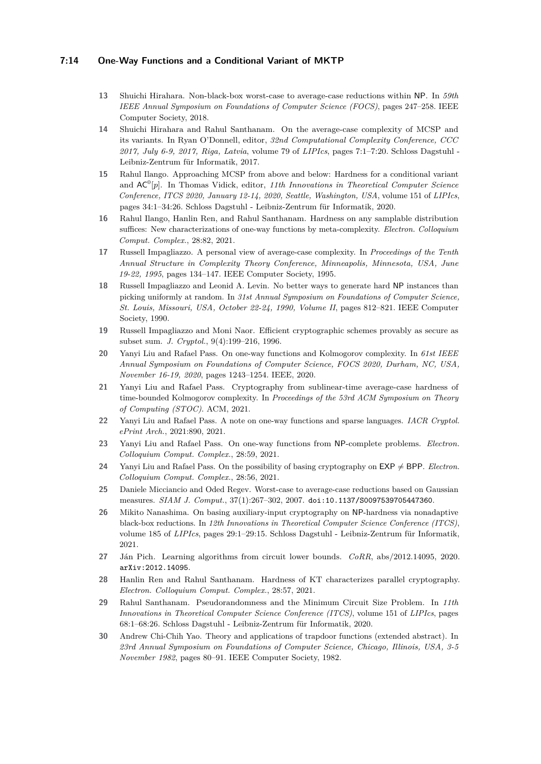13 Shuichi Hirahara. Non-black-box worst-case to average-case reductions within NP. In *59th IEEE Annual Symposium on Foundations of Computer Science (FOCS)*, pages 247–258. IEEE Computer Society, 2018.

14 Shuichi Hirahara and Rahul Santhanam. On the average-case complexity of MCSP and its variants. In Ryan O'Donnell, editor, *32nd Computational Complexity Conference, CCC 2017, July 6-9, 2017, Riga, Latvia*, volume 79 of *LIPIcs*, pages 7:1–7:20. Schloss Dagstuhl - Leibniz-Zentrum für Informatik, 2017.

15 Rahul Ilango. Approaching MCSP from above and below: Hardness for a conditional variant and $\mathsf{AC}^0[p]$. In Thomas Vidick, editor, *11th Innovations in Theoretical Computer Science Conference, ITCS 2020, January 12-14, 2020, Seattle, Washington, USA*, volume 151 of *LIPIcs*, pages 34:1–34:26. Schloss Dagstuhl - Leibniz-Zentrum für Informatik, 2020.

16 Rahul Ilango, Hanlin Ren, and Rahul Santhanam. Hardness on any samplable distribution suffices: New characterizations of one-way functions by meta-complexity. *Electron. Colloquium Comput. Complex.*, 28:82, 2021.

17 Russell Impagliazzo. A personal view of average-case complexity. In *Proceedings of the Tenth Annual Structure in Complexity Theory Conference, Minneapolis, Minnesota, USA, June 19-22, 1995*, pages 134–147. IEEE Computer Society, 1995.

18 Russell Impagliazzo and Leonid A. Levin. No better ways to generate hard NP instances than picking uniformly at random. In *31st Annual Symposium on Foundations of Computer Science, St. Louis, Missouri, USA, October 22-24, 1990, Volume II*, pages 812–821. IEEE Computer Society, 1990.

19 Russell Impagliazzo and Moni Naor. Efficient cryptographic schemes provably as secure as subset sum. *J. Cryptol.*, 9(4):199–216, 1996.

20 Yanyi Liu and Rafael Pass. On one-way functions and Kolmogorov complexity. In *61st IEEE Annual Symposium on Foundations of Computer Science, FOCS 2020, Durham, NC, USA, November 16-19, 2020*, pages 1243–1254. IEEE, 2020.

21 Yanyi Liu and Rafael Pass. Cryptography from sublinear-time average-case hardness of time-bounded Kolmogorov complexity. In *Proceedings of the 53rd ACM Symposium on Theory of Computing (STOC)*. ACM, 2021.

22 Yanyi Liu and Rafael Pass. A note on one-way functions and sparse languages. *IACR Cryptol. ePrint Arch.*, 2021:890, 2021.

23 Yanyi Liu and Rafael Pass. On one-way functions from NP-complete problems. *Electron. Colloquium Comput. Complex.*, 28:59, 2021.

24 Yanyi Liu and Rafael Pass. On the possibility of basing cryptography on $\mathsf{EXP} \neq \mathsf{BPP}$. *Electron. Colloquium Comput. Complex.*, 28:56, 2021.

25 Daniele Micciancio and Oded Regev. Worst-case to average-case reductions based on Gaussian measures. *SIAM J. Comput.*, 37(1):267–302, 2007. doi:10.1137/S0097539705447360.

26 Mikito Nanashima. On basing auxiliary-input cryptography on NP-hardness via nonadaptive black-box reductions. In *12th Innovations in Theoretical Computer Science Conference (ITCS)*, volume 185 of *LIPIcs*, pages 29:1–29:15. Schloss Dagstuhl - Leibniz-Zentrum für Informatik, 2021.

27 Ján Pich. Learning algorithms from circuit lower bounds. *CoRR*, abs/2012.14095, 2020. arXiv:2012.14095.

28 Hanlin Ren and Rahul Santhanam. Hardness of KT characterizes parallel cryptography. *Electron. Colloquium Comput. Complex.*, 28:57, 2021.

29 Rahul Santhanam. Pseudorandomness and the Minimum Circuit Size Problem. In *11th Innovations in Theoretical Computer Science Conference (ITCS)*, volume 151 of *LIPIcs*, pages 68:1–68:26. Schloss Dagstuhl - Leibniz-Zentrum für Informatik, 2020.

30 Andrew Chi-Chih Yao. Theory and applications of trapdoor functions (extended abstract). In *23rd Annual Symposium on Foundations of Computer Science, Chicago, Illinois, USA, 3-5 November 1982*, pages 80–91. IEEE Computer Society, 1982.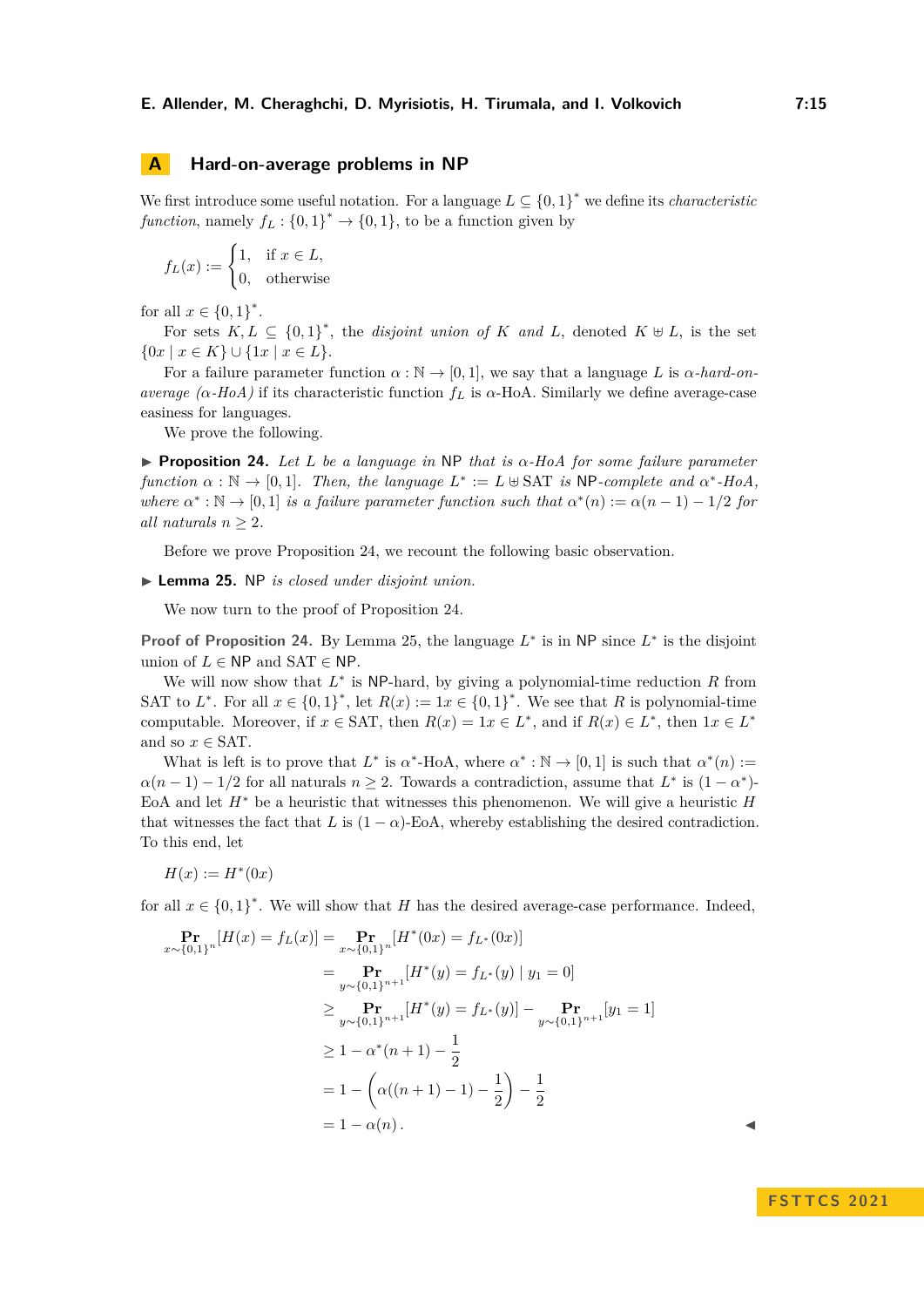## A Hard-on-average problems in NP

We first introduce some useful notation. For a language $L \subseteq \{0,1\}^*$ we define its *characteristic function*, namely $f_L : \{0,1\}^* \to \{0,1\}$, to be a function given by

$$f_L(x) := \begin{cases} 1, & \text{if } x \in L, \\ 0, & \text{otherwise} \end{cases}$$

for all $x \in \{0,1\}^*$.

For sets $K, L \subseteq \{0,1\}^*$, the *disjoint union of* $K$ *and* $L$, denoted $K \uplus L$, is the set $\{0x \mid x \in K\} \cup \{1x \mid x \in L\}$.

For a failure parameter function $\alpha : \mathbb{N} \to [0,1]$, we say that a language $L$ is $\alpha$*-hard-on-average (*$\alpha$*-HoA)* if its characteristic function $f_L$ is $\alpha$-HoA. Similarly we define average-case easiness for languages.

We prove the following.

▶ **Proposition 24.** *Let $L$ be a language in* NP *that is $\alpha$-HoA for some failure parameter function $\alpha : \mathbb{N} \to [0,1]$. Then, the language $L^* := L \uplus \mathrm{SAT}$ is* NP*-complete and $\alpha^*$-HoA, where $\alpha^* : \mathbb{N} \to [0,1]$ is a failure parameter function such that $\alpha^*(n) := \alpha(n-1) - 1/2$ for all naturals $n \geq 2$.*

Before we prove Proposition 24, we recount the following basic observation.

▶ **Lemma 25.** NP *is closed under disjoint union.*

We now turn to the proof of Proposition 24.

**Proof of Proposition 24.** By Lemma 25, the language $L^*$ is in NP since $L^*$ is the disjoint union of $L \in \mathsf{NP}$ and $\mathrm{SAT} \in \mathsf{NP}$.

We will now show that $L^*$ is NP-hard, by giving a polynomial-time reduction $R$ from SAT to $L^*$. For all $x \in \{0,1\}^*$, let $R(x) := 1x \in \{0,1\}^*$. We see that $R$ is polynomial-time computable. Moreover, if $x \in \mathrm{SAT}$, then $R(x) = 1x \in L^*$, and if $R(x) \in L^*$, then $1x \in L^*$ and so $x \in \mathrm{SAT}$.

What is left is to prove that $L^*$ is $\alpha^*$-HoA, where $\alpha^* : \mathbb{N} \to [0,1]$ is such that $\alpha^*(n) := \alpha(n-1) - 1/2$ for all naturals $n \geq 2$. Towards a contradiction, assume that $L^*$ is $(1-\alpha^*)$-EoA and let $H^*$ be a heuristic that witnesses this phenomenon. We will give a heuristic $H$ that witnesses the fact that $L$ is $(1-\alpha)$-EoA, whereby establishing the desired contradiction. To this end, let

$$H(x) := H^*(0x)$$

for all $x \in \{0,1\}^*$. We will show that $H$ has the desired average-case performance. Indeed,

$$\begin{aligned}
\Pr_{x \sim \{0,1\}^n}[H(x) = f_L(x)] &= \Pr_{x \sim \{0,1\}^n}[H^*(0x) = f_{L^*}(0x)] \\
&= \Pr_{y \sim \{0,1\}^{n+1}}[H^*(y) = f_{L^*}(y) \mid y_1 = 0] \\
&\geq \Pr_{y \sim \{0,1\}^{n+1}}[H^*(y) = f_{L^*}(y)] - \Pr_{y \sim \{0,1\}^{n+1}}[y_1 = 1] \\
&\geq 1 - \alpha^*(n+1) - \frac{1}{2} \\
&= 1 - \left(\alpha((n+1)-1) - \frac{1}{2}\right) - \frac{1}{2} \\
&= 1 - \alpha(n)\,.
\end{aligned}$$

◀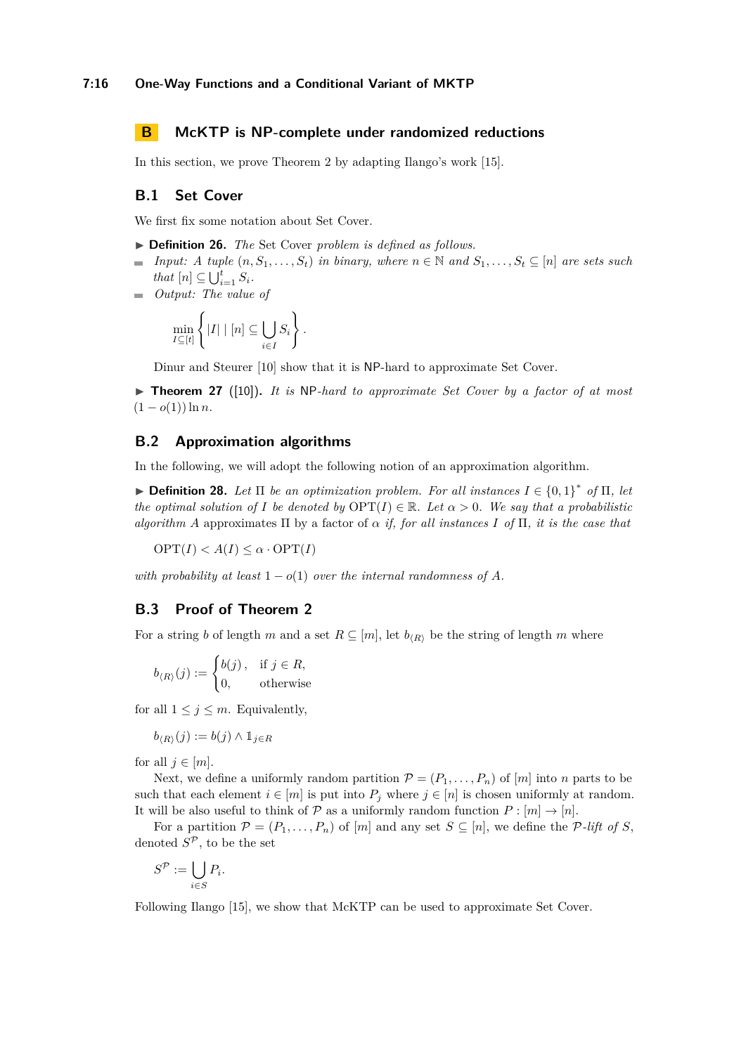## B McKTP is NP-complete under randomized reductions

In this section, we prove Theorem 2 by adapting Ilango's work [15].

### B.1 Set Cover

We first fix some notation about Set Cover.

▶ **Definition 26.** *The* Set Cover *problem is defined as follows.*

- *Input: A tuple $(n, S_1, \ldots, S_t)$ in binary, where $n \in \mathbb{N}$ and $S_1, \ldots, S_t \subseteq [n]$ are sets such that $[n] \subseteq \bigcup_{i=1}^{t} S_i$.*
- *Output: The value of*

$$\min_{I \subseteq [t]} \left\{ |I| \mid [n] \subseteq \bigcup_{i \in I} S_i \right\}.$$

Dinur and Steurer [10] show that it is NP-hard to approximate Set Cover.

▶ **Theorem 27** ([10])**.** *It is* NP*-hard to approximate Set Cover by a factor of at most $(1 - o(1)) \ln n$.*

### B.2 Approximation algorithms

In the following, we will adopt the following notion of an approximation algorithm.

▶ **Definition 28.** *Let $\Pi$ be an optimization problem. For all instances $I \in \{0,1\}^*$ of $\Pi$, let the optimal solution of $I$ be denoted by $\mathrm{OPT}(I) \in \mathbb{R}$. Let $\alpha > 0$. We say that a probabilistic algorithm $A$* approximates $\Pi$ by a factor of $\alpha$ *if, for all instances $I$ of $\Pi$, it is the case that*

$$\mathrm{OPT}(I) < A(I) \leq \alpha \cdot \mathrm{OPT}(I)$$

*with probability at least $1 - o(1)$ over the internal randomness of $A$.*

### B.3 Proof of Theorem 2

For a string $b$ of length $m$ and a set $R \subseteq [m]$, let $b_{\langle R \rangle}$ be the string of length $m$ where

$$b_{\langle R \rangle}(j) := \begin{cases} b(j), & \text{if } j \in R, \\ 0, & \text{otherwise} \end{cases}$$

for all $1 \leq j \leq m$. Equivalently,

$$b_{\langle R \rangle}(j) := b(j) \wedge \mathbb{1}_{j \in R}$$

for all $j \in [m]$.

Next, we define a uniformly random partition $\mathcal{P} = (P_1, \ldots, P_n)$ of $[m]$ into $n$ parts to be such that each element $i \in [m]$ is put into $P_j$ where $j \in [n]$ is chosen uniformly at random. It will be also useful to think of $\mathcal{P}$ as a uniformly random function $P : [m] \to [n]$.

For a partition $\mathcal{P} = (P_1, \ldots, P_n)$ of $[m]$ and any set $S \subseteq [n]$, we define the *$\mathcal{P}$-lift of $S$*, denoted $S^{\mathcal{P}}$, to be the set

$$S^{\mathcal{P}} := \bigcup_{i \in S} P_i.$$

Following Ilango [15], we show that McKTP can be used to approximate Set Cover.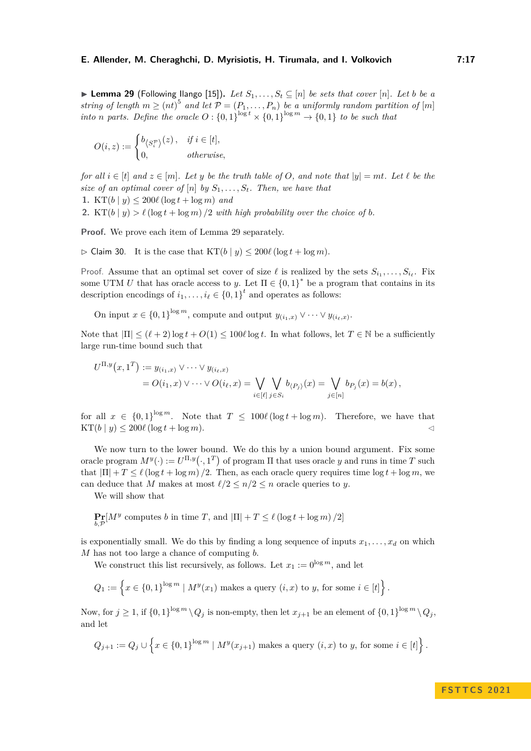▶ **Lemma 29** (Following Ilango [15]). *Let $S_1, \dots, S_t \subseteq [n]$ be sets that cover $[n]$. Let $b$ be a string of length $m \geq (nt)^5$ and let $\mathcal{P} = (P_1, \dots, P_n)$ be a uniformly random partition of $[m]$ into $n$ parts. Define the oracle $O : \{0,1\}^{\log t} \times \{0,1\}^{\log m} \to \{0,1\}$ to be such that*

$$O(i, z) := \begin{cases} b_{\langle S_i^{\mathcal{P}} \rangle}(z), & \text{if } i \in [t], \\ 0, & \text{otherwise,} \end{cases}$$

*for all $i \in [t]$ and $z \in [m]$. Let $y$ be the truth table of $O$, and note that $|y| = mt$. Let $\ell$ be the size of an optimal cover of $[n]$ by $S_1, \dots, S_t$. Then, we have that*

1. $\mathrm{KT}(b \mid y) \leq 200\ell(\log t + \log m)$ *and*
2. $\mathrm{KT}(b \mid y) > \ell(\log t + \log m)/2$ *with high probability over the choice of $b$.*

**Proof.** We prove each item of Lemma 29 separately.

▷ Claim 30. It is the case that $\mathrm{KT}(b \mid y) \leq 200\ell(\log t + \log m)$.

*Proof.* Assume that an optimal set cover of size $\ell$ is realized by the sets $S_{i_1}, \dots, S_{i_\ell}$. Fix some UTM $U$ that has oracle access to $y$. Let $\Pi \in \{0,1\}^*$ be a program that contains in its description encodings of $i_1, \dots, i_\ell \in \{0,1\}^t$ and operates as follows:

On input $x \in \{0,1\}^{\log m}$, compute and output $y_{(i_1,x)} \vee \cdots \vee y_{(i_\ell,x)}$.

Note that $|\Pi| \leq (\ell + 2)\log t + O(1) \leq 100\ell \log t$. In what follows, let $T \in \mathbb{N}$ be a sufficiently large run-time bound such that

$$\begin{aligned} U^{\Pi,y}(x, 1^T) &:= y_{(i_1,x)} \vee \cdots \vee y_{(i_\ell,x)} \\ &= O(i_1, x) \vee \cdots \vee O(i_\ell, x) = \bigvee_{i \in [\ell]} \bigvee_{j \in S_i} b_{\langle P_j \rangle}(x) = \bigvee_{j \in [n]} b_{P_j}(x) = b(x), \end{aligned}$$

for all $x \in \{0,1\}^{\log m}$. Note that $T \leq 100\ell(\log t + \log m)$. Therefore, we have that $\mathrm{KT}(b \mid y) \leq 200\ell(\log t + \log m)$. ◁

We now turn to the lower bound. We do this by a union bound argument. Fix some oracle program $M^y(\cdot) := U^{\Pi,y}(\cdot, 1^T)$ of program $\Pi$ that uses oracle $y$ and runs in time $T$ such that $|\Pi| + T \leq \ell(\log t + \log m)/2$. Then, as each oracle query requires time $\log t + \log m$, we can deduce that $M$ makes at most $\ell/2 \leq n/2 \leq n$ oracle queries to $y$.

We will show that

$$\Pr_{b,\mathcal{P}}[M^y \text{ computes } b \text{ in time } T, \text{ and } |\Pi| + T \leq \ell(\log t + \log m)/2]$$

is exponentially small. We do this by finding a long sequence of inputs $x_1, \dots, x_d$ on which $M$ has not too large a chance of computing $b$.

We construct this list recursively, as follows. Let $x_1 := 0^{\log m}$, and let

$$Q_1 := \left\{ x \in \{0,1\}^{\log m} \mid M^y(x_1) \text{ makes a query } (i, x) \text{ to } y, \text{ for some } i \in [t] \right\}.$$

Now, for $j \geq 1$, if $\{0,1\}^{\log m} \setminus Q_j$ is non-empty, then let $x_{j+1}$ be an element of $\{0,1\}^{\log m} \setminus Q_j$, and let

$$Q_{j+1} := Q_j \cup \left\{ x \in \{0,1\}^{\log m} \mid M^y(x_{j+1}) \text{ makes a query } (i, x) \text{ to } y, \text{ for some } i \in [t] \right\}.$$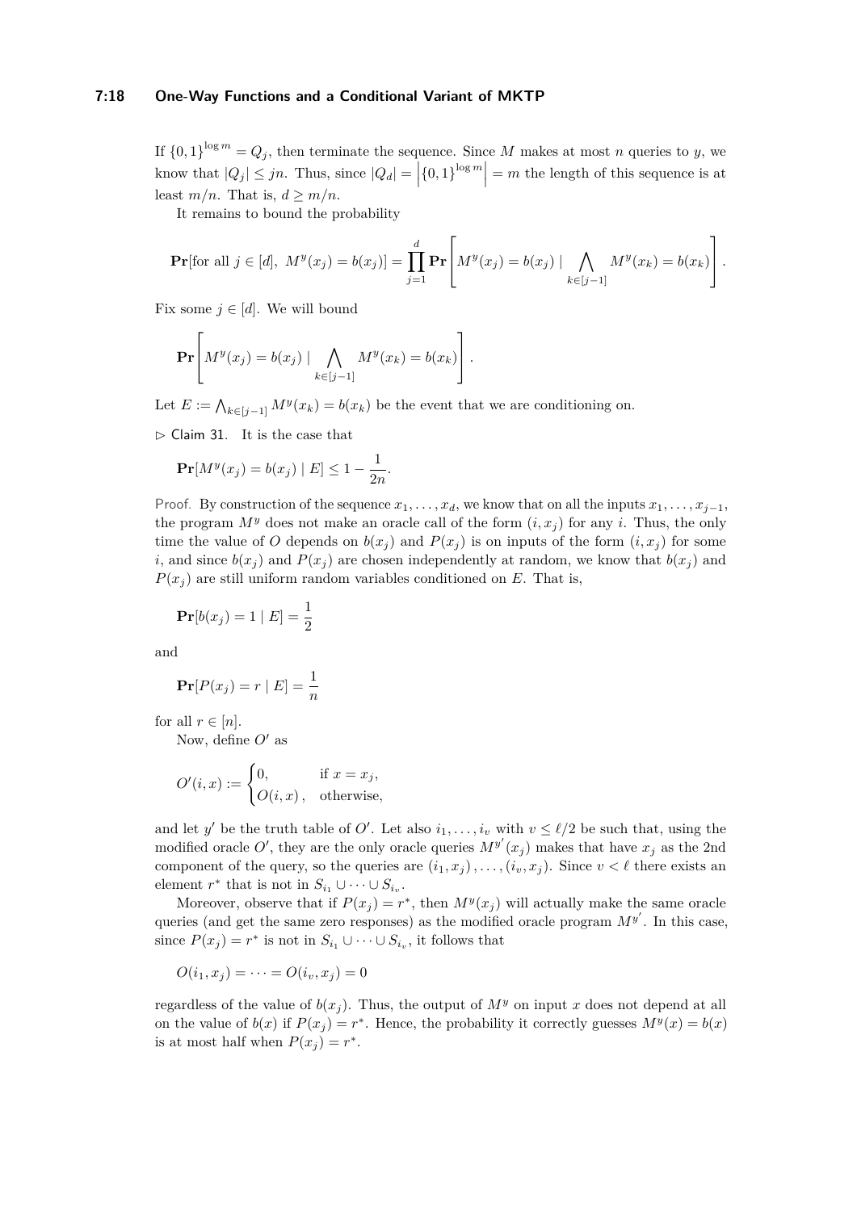If $\{0,1\}^{\log m} = Q_j$, then terminate the sequence. Since $M$ makes at most $n$ queries to $y$, we know that $|Q_j| \leq jn$. Thus, since $|Q_d| = \left|\{0,1\}^{\log m}\right| = m$ the length of this sequence is at least $m/n$. That is, $d \geq m/n$.

It remains to bound the probability

$$\mathbf{Pr}[\text{for all } j \in [d],\ M^y(x_j) = b(x_j)] = \prod_{j=1}^{d} \mathbf{Pr}\left[M^y(x_j) = b(x_j) \mid \bigwedge_{k \in [j-1]} M^y(x_k) = b(x_k)\right].$$

Fix some $j \in [d]$. We will bound

$$\mathbf{Pr}\left[M^y(x_j) = b(x_j) \mid \bigwedge_{k \in [j-1]} M^y(x_k) = b(x_k)\right].$$

Let $E := \bigwedge_{k \in [j-1]} M^y(x_k) = b(x_k)$ be the event that we are conditioning on.

▷ Claim 31. It is the case that

$$\mathbf{Pr}[M^y(x_j) = b(x_j) \mid E] \leq 1 - \frac{1}{2n}.$$

*Proof.* By construction of the sequence $x_1, \ldots, x_d$, we know that on all the inputs $x_1, \ldots, x_{j-1}$, the program $M^y$ does not make an oracle call of the form $(i, x_j)$ for any $i$. Thus, the only time the value of $O$ depends on $b(x_j)$ and $P(x_j)$ is on inputs of the form $(i, x_j)$ for some $i$, and since $b(x_j)$ and $P(x_j)$ are chosen independently at random, we know that $b(x_j)$ and $P(x_j)$ are still uniform random variables conditioned on $E$. That is,

$$\mathbf{Pr}[b(x_j) = 1 \mid E] = \frac{1}{2}$$

and

$$\mathbf{Pr}[P(x_j) = r \mid E] = \frac{1}{n}$$

for all $r \in [n]$.

Now, define $O'$ as

$$O'(i, x) := \begin{cases} 0, & \text{if } x = x_j, \\ O(i, x), & \text{otherwise,} \end{cases}$$

and let $y'$ be the truth table of $O'$. Let also $i_1, \ldots, i_v$ with $v \leq \ell/2$ be such that, using the modified oracle $O'$, they are the only oracle queries $M^{y'}(x_j)$ makes that have $x_j$ as the 2nd component of the query, so the queries are $(i_1, x_j), \ldots, (i_v, x_j)$. Since $v < \ell$ there exists an element $r^*$ that is not in $S_{i_1} \cup \cdots \cup S_{i_v}$.

Moreover, observe that if $P(x_j) = r^*$, then $M^y(x_j)$ will actually make the same oracle queries (and get the same zero responses) as the modified oracle program $M^{y'}$. In this case, since $P(x_j) = r^*$ is not in $S_{i_1} \cup \cdots \cup S_{i_v}$, it follows that

$$O(i_1, x_j) = \cdots = O(i_v, x_j) = 0$$

regardless of the value of $b(x_j)$. Thus, the output of $M^y$ on input $x$ does not depend at all on the value of $b(x)$ if $P(x_j) = r^*$. Hence, the probability it correctly guesses $M^y(x) = b(x)$ is at most half when $P(x_j) = r^*$.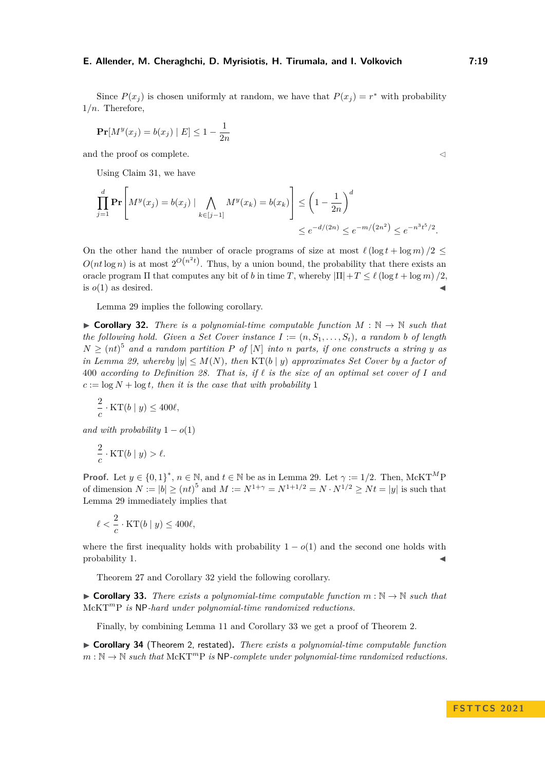Since $P(x_j)$ is chosen uniformly at random, we have that $P(x_j) = r^*$ with probability $1/n$. Therefore,

$$\mathbf{Pr}[M^y(x_j) = b(x_j) \mid E] \leq 1 - \frac{1}{2n}$$

and the proof os complete. ◁

Using Claim 31, we have

$$\prod_{j=1}^{d} \mathbf{Pr}\left[ M^y(x_j) = b(x_j) \mid \bigwedge_{k \in [j-1]} M^y(x_k) = b(x_k) \right] \leq \left(1 - \frac{1}{2n}\right)^d$$
$$\leq e^{-d/(2n)} \leq e^{-m/(2n^2)} \leq e^{-n^3 t^5/2}.$$

On the other hand the number of oracle programs of size at most $\ell(\log t + \log m)/2 \leq O(nt \log n)$ is at most $2^{O(n^2 t)}$. Thus, by a union bound, the probability that there exists an oracle program $\Pi$ that computes any bit of $b$ in time $T$, whereby $|\Pi| + T \leq \ell(\log t + \log m)/2$, is $o(1)$ as desired. ◀

Lemma 29 implies the following corollary.

▶ **Corollary 32.** *There is a polynomial-time computable function $M : \mathbb{N} \to \mathbb{N}$ such that the following hold. Given a Set Cover instance $I := (n, S_1, \ldots, S_t)$, a random $b$ of length $N \geq (nt)^5$ and a random partition $P$ of $[N]$ into $n$ parts, if one constructs a string $y$ as in Lemma 29, whereby $|y| \leq M(N)$, then $\mathrm{KT}(b \mid y)$ approximates Set Cover by a factor of 400 according to Definition 28. That is, if $\ell$ is the size of an optimal set cover of $I$ and $c := \log N + \log t$, then it is the case that with probability 1*

$$\frac{2}{c} \cdot \mathrm{KT}(b \mid y) \leq 400\ell,$$

*and with probability $1 - o(1)$*

$$\frac{2}{c} \cdot \mathrm{KT}(b \mid y) > \ell.$$

**Proof.** Let $y \in \{0,1\}^*$, $n \in \mathbb{N}$, and $t \in \mathbb{N}$ be as in Lemma 29. Let $\gamma := 1/2$. Then, $\mathrm{McKT}^M\mathrm{P}$ of dimension $N := |b| \geq (nt)^5$ and $M := N^{1+\gamma} = N^{1+1/2} = N \cdot N^{1/2} \geq Nt = |y|$ is such that Lemma 29 immediately implies that

$$\ell < \frac{2}{c} \cdot \mathrm{KT}(b \mid y) \leq 400\ell,$$

where the first inequality holds with probability $1 - o(1)$ and the second one holds with probability 1. ◀

Theorem 27 and Corollary 32 yield the following corollary.

▶ **Corollary 33.** *There exists a polynomial-time computable function $m : \mathbb{N} \to \mathbb{N}$ such that $\mathrm{McKT}^m\mathrm{P}$ is* NP*-hard under polynomial-time randomized reductions.*

Finally, by combining Lemma 11 and Corollary 33 we get a proof of Theorem 2.

▶ **Corollary 34** (Theorem 2, restated). *There exists a polynomial-time computable function $m : \mathbb{N} \to \mathbb{N}$ such that $\mathrm{McKT}^m\mathrm{P}$ is* NP*-complete under polynomial-time randomized reductions.*